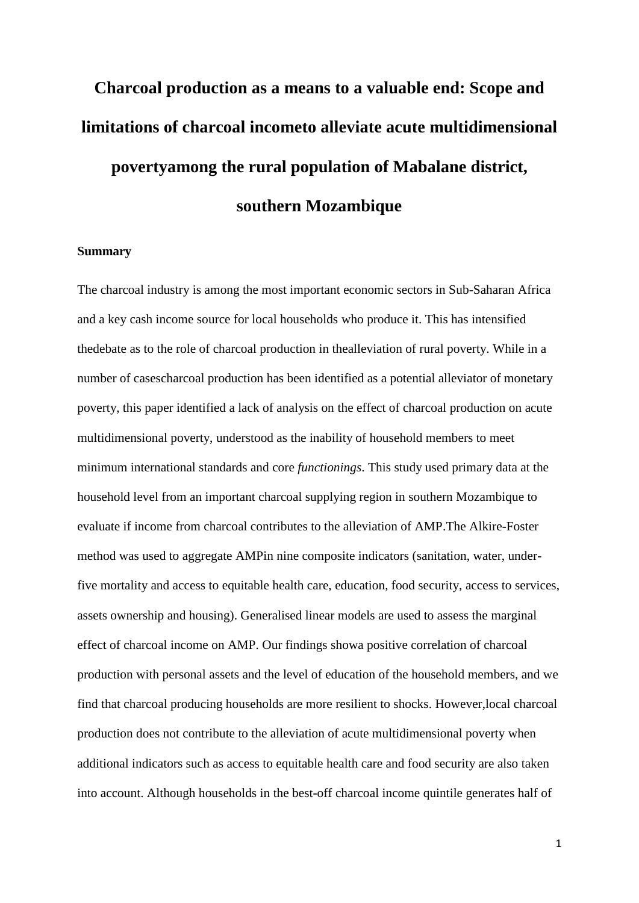# Charcoal production as a means to a valuable end: Scope and limitations of charcoal incometo alleviate acute multidimensional povertyamong the rural population of Mabalane district, southern Mozambique

## Summary

The charcoal industry is among the most important economic sectors in Sub-Saharan Africa and a key cash income source for local households who produce it. This has intensified thedebate as to the role of charcoal production in thealleviation of rural poverty. While in a number of casescharcoal production has been identified as a potential alleviator of monetary poverty, this paper identified a lack of analysis on the effect of charcoal production on acute multidimensional poverty, understood as the inability of household members to meet minimum international standards and core *functionings*. This study used primary data at the household level from an important charcoal supplying region in southern Mozambique to evaluate if income from charcoal contributes to the alleviation of AMP.The Alkire-Foster method was used to aggregate AMPin nine composite indicators (sanitation, water, under-five mortality and access to equitable health care, education, food security, access to services, assets ownership and housing). Generalised linear models are used to assess the marginal effect of charcoal income on AMP. Our findings showa positive correlation of charcoal production with personal assets and the level of education of the household members, and we find that charcoal producing households are more resilient to shocks. However,local charcoal production does not contribute to the alleviation of acute multidimensional poverty when additional indicators such as access to equitable health care and food security are also taken into account. Although households in the best-off charcoal income quintile generates half of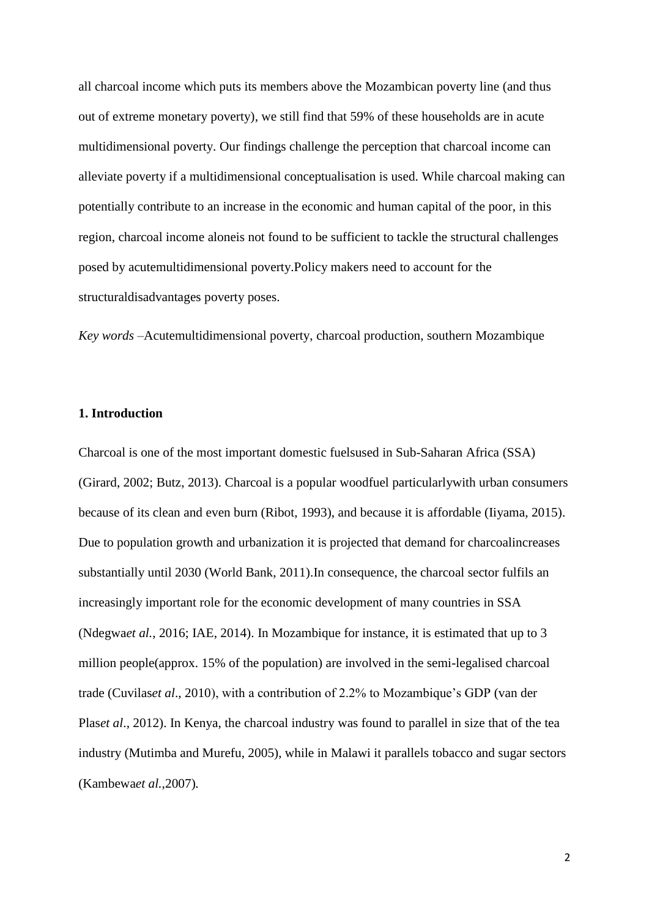all charcoal income which puts its members above the Mozambican poverty line (and thus out of extreme monetary poverty), we still find that 59% of these households are in acute multidimensional poverty. Our findings challenge the perception that charcoal income can alleviate poverty if a multidimensional conceptualisation is used. While charcoal making can potentially contribute to an increase in the economic and human capital of the poor, in this region, charcoal income aloneis not found to be sufficient to tackle the structural challenges posed by acutemultidimensional poverty.Policy makers need to account for the structuraldisadvantages poverty poses.

*Key words* –Acutemultidimensional poverty, charcoal production, southern Mozambique

## 1. Introduction

Charcoal is one of the most important domestic fuelsused in Sub-Saharan Africa (SSA) (Girard, 2002; Butz, 2013). Charcoal is a popular woodfuel particularlywith urban consumers because of its clean and even burn (Ribot, 1993), and because it is affordable (Iiyama, 2015). Due to population growth and urbanization it is projected that demand for charcoalincreases substantially until 2030 (World Bank, 2011).In consequence, the charcoal sector fulfils an increasingly important role for the economic development of many countries in SSA (Ndegwa*et al.*, 2016; IAE, 2014). In Mozambique for instance, it is estimated that up to 3 million people(approx. 15% of the population) are involved in the semi-legalised charcoal trade (Cuvilas*et al*., 2010), with a contribution of 2.2% to Mozambique's GDP (van der Plas*et al*., 2012). In Kenya, the charcoal industry was found to parallel in size that of the tea industry (Mutimba and Murefu, 2005), while in Malawi it parallels tobacco and sugar sectors (Kambewa*et al.*,2007).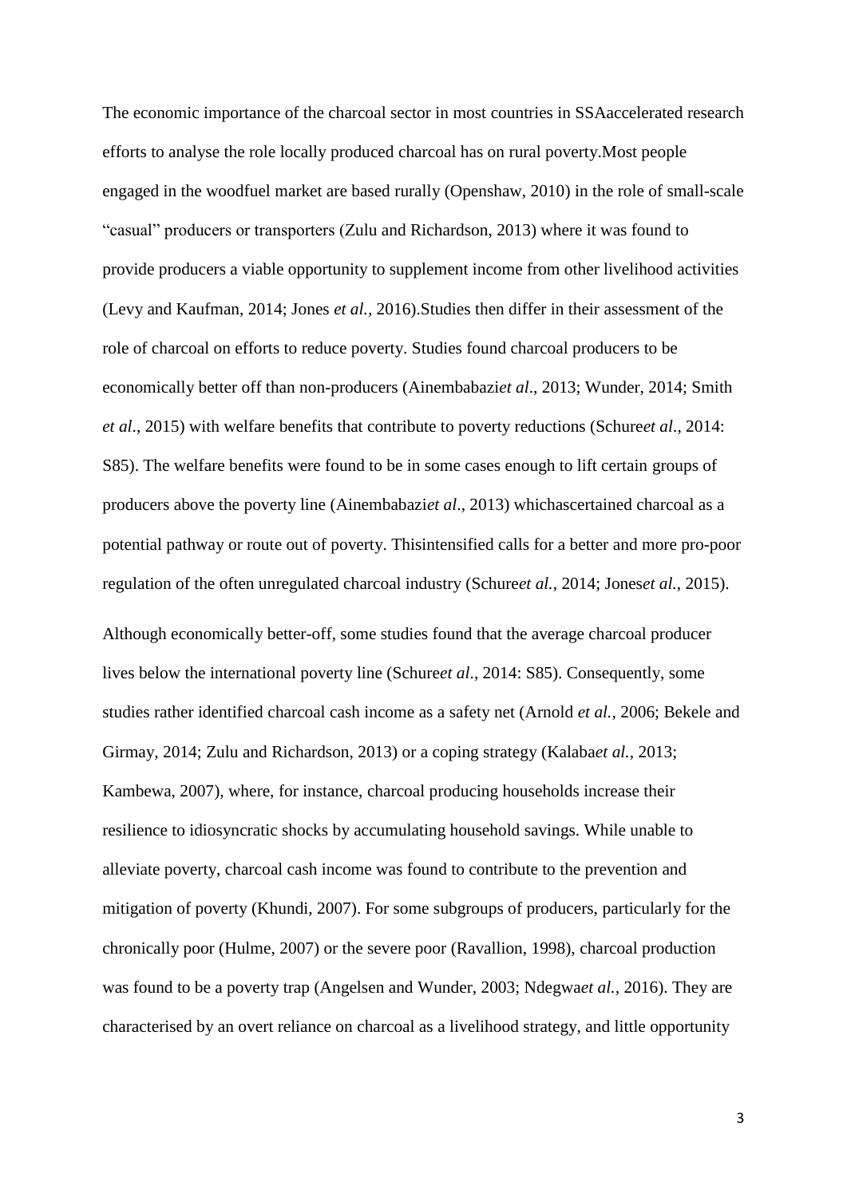The economic importance of the charcoal sector in most countries in SSAaccelerated research efforts to analyse the role locally produced charcoal has on rural poverty.Most people engaged in the woodfuel market are based rurally (Openshaw, 2010) in the role of small-scale "casual" producers or transporters (Zulu and Richardson, 2013) where it was found to provide producers a viable opportunity to supplement income from other livelihood activities (Levy and Kaufman, 2014; Jones *et al.*, 2016).Studies then differ in their assessment of the role of charcoal on efforts to reduce poverty. Studies found charcoal producers to be economically better off than non-producers (Ainembabazi*et al*., 2013; Wunder, 2014; Smith *et al*., 2015) with welfare benefits that contribute to poverty reductions (Schure*et al*., 2014: S85). The welfare benefits were found to be in some cases enough to lift certain groups of producers above the poverty line (Ainembabazi*et al*., 2013) whichascertained charcoal as a potential pathway or route out of poverty. Thisintensified calls for a better and more pro-poor regulation of the often unregulated charcoal industry (Schure*et al.*, 2014; Jones*et al.*, 2015).

Although economically better-off, some studies found that the average charcoal producer lives below the international poverty line (Schure*et al*., 2014: S85). Consequently, some studies rather identified charcoal cash income as a safety net (Arnold *et al.*, 2006; Bekele and Girmay, 2014; Zulu and Richardson, 2013) or a coping strategy (Kalaba*et al.*, 2013; Kambewa, 2007), where, for instance, charcoal producing households increase their resilience to idiosyncratic shocks by accumulating household savings. While unable to alleviate poverty, charcoal cash income was found to contribute to the prevention and mitigation of poverty (Khundi, 2007). For some subgroups of producers, particularly for the chronically poor (Hulme, 2007) or the severe poor (Ravallion, 1998), charcoal production was found to be a poverty trap (Angelsen and Wunder, 2003; Ndegwa*et al.*, 2016). They are characterised by an overt reliance on charcoal as a livelihood strategy, and little opportunity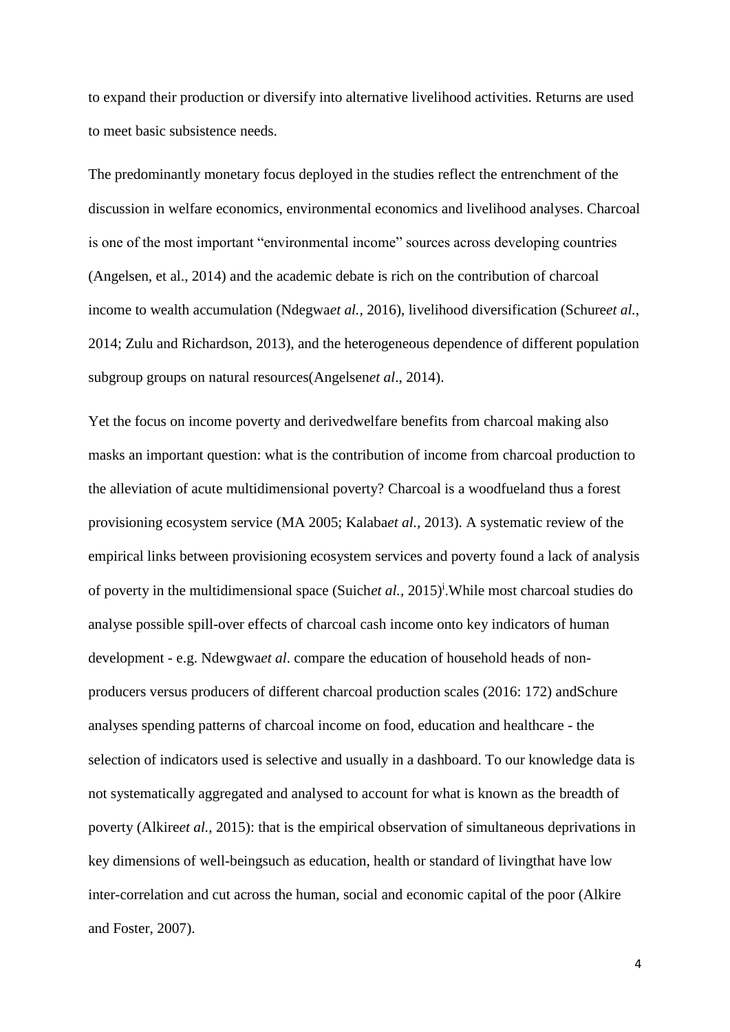to expand their production or diversify into alternative livelihood activities. Returns are used to meet basic subsistence needs.

The predominantly monetary focus deployed in the studies reflect the entrenchment of the discussion in welfare economics, environmental economics and livelihood analyses. Charcoal is one of the most important "environmental income" sources across developing countries (Angelsen, et al., 2014) and the academic debate is rich on the contribution of charcoal income to wealth accumulation (Ndegwa*et al.,* 2016), livelihood diversification (Schure*et al.*, 2014; Zulu and Richardson, 2013), and the heterogeneous dependence of different population subgroup groups on natural resources(Angelsen*et al*., 2014).

Yet the focus on income poverty and derivedwelfare benefits from charcoal making also masks an important question: what is the contribution of income from charcoal production to the alleviation of acute multidimensional poverty? Charcoal is a woodfueland thus a forest provisioning ecosystem service (MA 2005; Kalaba*et al.,* 2013). A systematic review of the empirical links between provisioning ecosystem services and poverty found a lack of analysis of poverty in the multidimensional space (Suich*et al.*, 2015)[i].While most charcoal studies do analyse possible spill-over effects of charcoal cash income onto key indicators of human development - e.g. Ndewgwa*et al*. compare the education of household heads of non-producers versus producers of different charcoal production scales (2016: 172) andSchure analyses spending patterns of charcoal income on food, education and healthcare - the selection of indicators used is selective and usually in a dashboard. To our knowledge data is not systematically aggregated and analysed to account for what is known as the breadth of poverty (Alkire*et al.,* 2015): that is the empirical observation of simultaneous deprivations in key dimensions of well-beingsuch as education, health or standard of livingthat have low inter-correlation and cut across the human, social and economic capital of the poor (Alkire and Foster, 2007).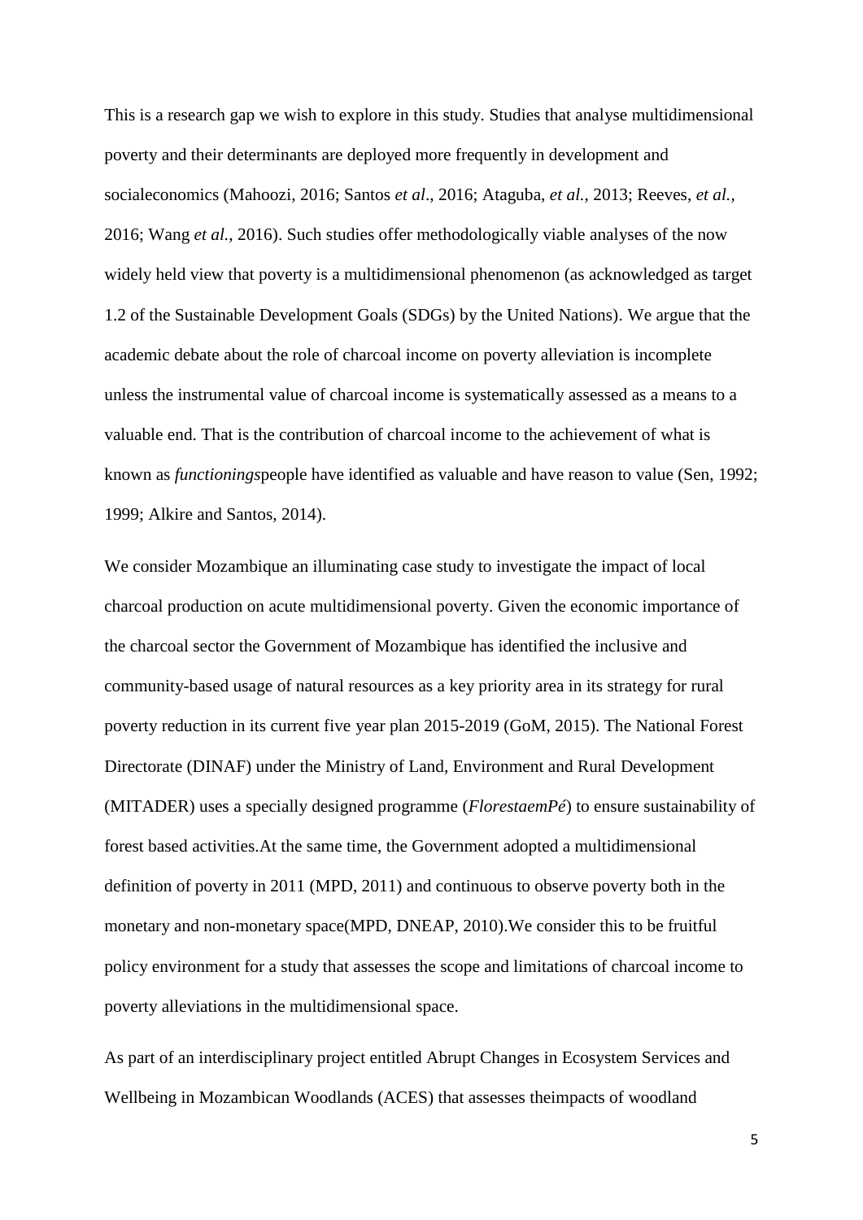This is a research gap we wish to explore in this study. Studies that analyse multidimensional poverty and their determinants are deployed more frequently in development and socialeconomics (Mahoozi, 2016; Santos *et al*., 2016; Ataguba, *et al.*, 2013; Reeves, *et al.*, 2016; Wang *et al.*, 2016). Such studies offer methodologically viable analyses of the now widely held view that poverty is a multidimensional phenomenon (as acknowledged as target 1.2 of the Sustainable Development Goals (SDGs) by the United Nations). We argue that the academic debate about the role of charcoal income on poverty alleviation is incomplete unless the instrumental value of charcoal income is systematically assessed as a means to a valuable end. That is the contribution of charcoal income to the achievement of what is known as *functionings*people have identified as valuable and have reason to value (Sen, 1992; 1999; Alkire and Santos, 2014).

We consider Mozambique an illuminating case study to investigate the impact of local charcoal production on acute multidimensional poverty. Given the economic importance of the charcoal sector the Government of Mozambique has identified the inclusive and community-based usage of natural resources as a key priority area in its strategy for rural poverty reduction in its current five year plan 2015-2019 (GoM, 2015). The National Forest Directorate (DINAF) under the Ministry of Land, Environment and Rural Development (MITADER) uses a specially designed programme (*FlorestaemPé*) to ensure sustainability of forest based activities.At the same time, the Government adopted a multidimensional definition of poverty in 2011 (MPD, 2011) and continuous to observe poverty both in the monetary and non-monetary space(MPD, DNEAP, 2010).We consider this to be fruitful policy environment for a study that assesses the scope and limitations of charcoal income to poverty alleviations in the multidimensional space.

As part of an interdisciplinary project entitled Abrupt Changes in Ecosystem Services and Wellbeing in Mozambican Woodlands (ACES) that assesses theimpacts of woodland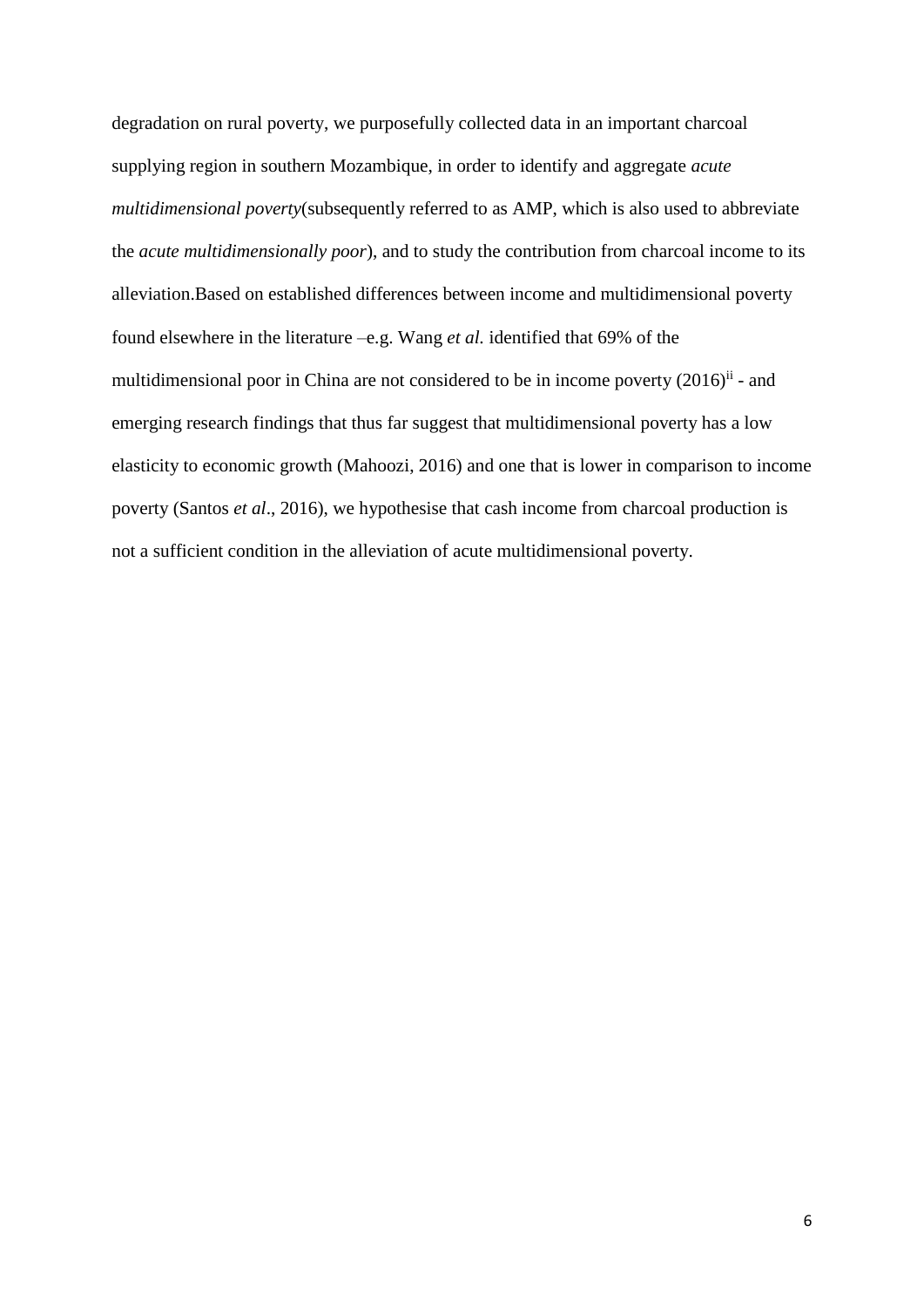degradation on rural poverty, we purposefully collected data in an important charcoal supplying region in southern Mozambique, in order to identify and aggregate *acute multidimensional poverty*(subsequently referred to as AMP, which is also used to abbreviate the *acute multidimensionally poor*), and to study the contribution from charcoal income to its alleviation.Based on established differences between income and multidimensional poverty found elsewhere in the literature –e.g. Wang *et al.* identified that 69% of the multidimensional poor in China are not considered to be in income poverty (2016)[ii] - and emerging research findings that thus far suggest that multidimensional poverty has a low elasticity to economic growth (Mahoozi, 2016) and one that is lower in comparison to income poverty (Santos *et al*., 2016), we hypothesise that cash income from charcoal production is not a sufficient condition in the alleviation of acute multidimensional poverty.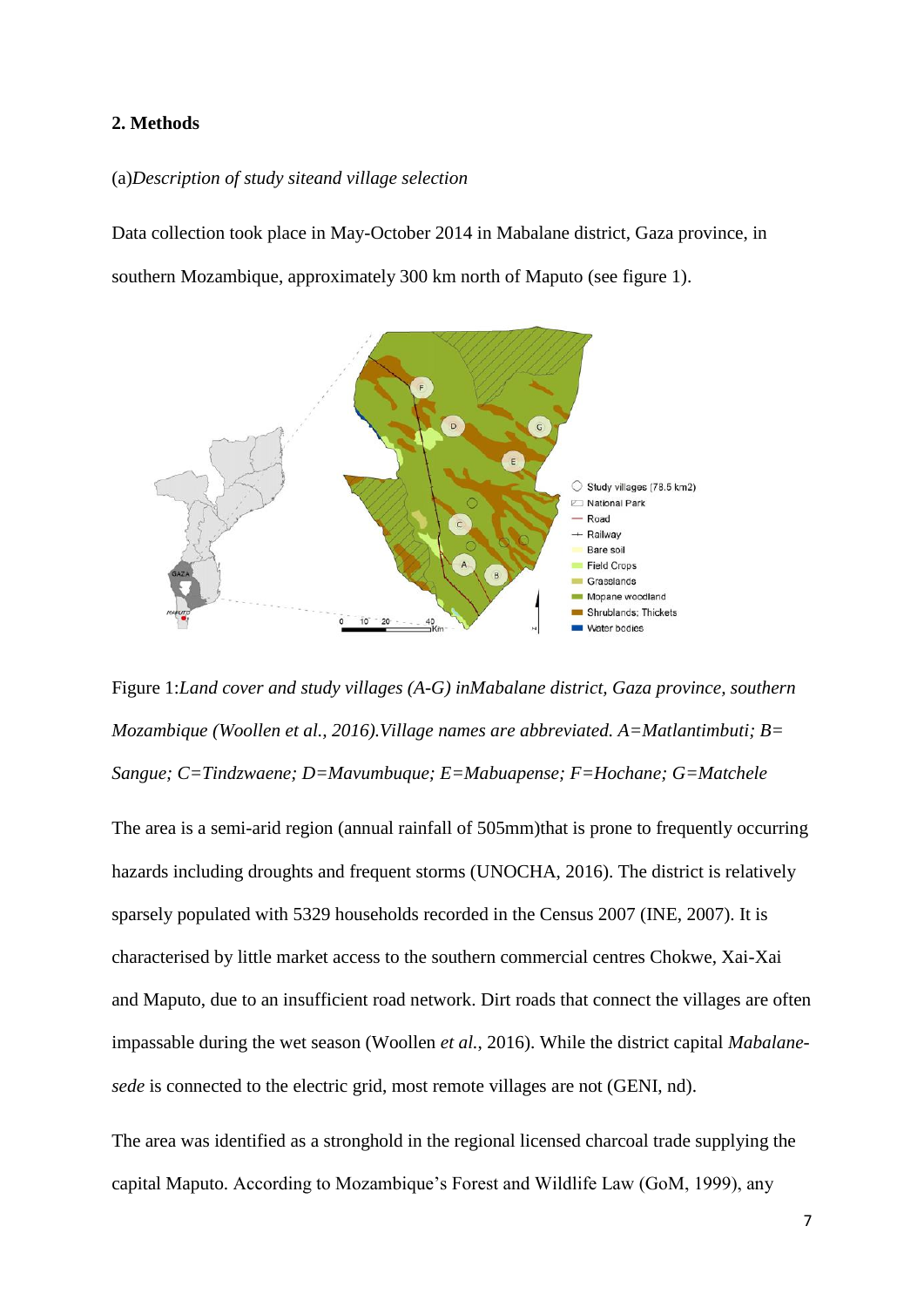## 2. Methods

(a)*Description of study siteand village selection*

Data collection took place in May-October 2014 in Mabalane district, Gaza province, in southern Mozambique, approximately 300 km north of Maputo (see figure 1).

Figure 1:*Land cover and study villages (A-G) inMabalane district, Gaza province, southern Mozambique (Woollen et al., 2016).Village names are abbreviated. A=Matlantimbuti; B= Sangue; C=Tindzwaene; D=Mavumbuque; E=Mabuapense; F=Hochane; G=Matchele*

The area is a semi-arid region (annual rainfall of 505mm)that is prone to frequently occurring hazards including droughts and frequent storms (UNOCHA, 2016). The district is relatively sparsely populated with 5329 households recorded in the Census 2007 (INE, 2007). It is characterised by little market access to the southern commercial centres Chokwe, Xai-Xai and Maputo, due to an insufficient road network. Dirt roads that connect the villages are often impassable during the wet season (Woollen *et al.*, 2016). While the district capital *Mabalane-sede* is connected to the electric grid, most remote villages are not (GENI, nd).

The area was identified as a stronghold in the regional licensed charcoal trade supplying the capital Maputo. According to Mozambique's Forest and Wildlife Law (GoM, 1999), any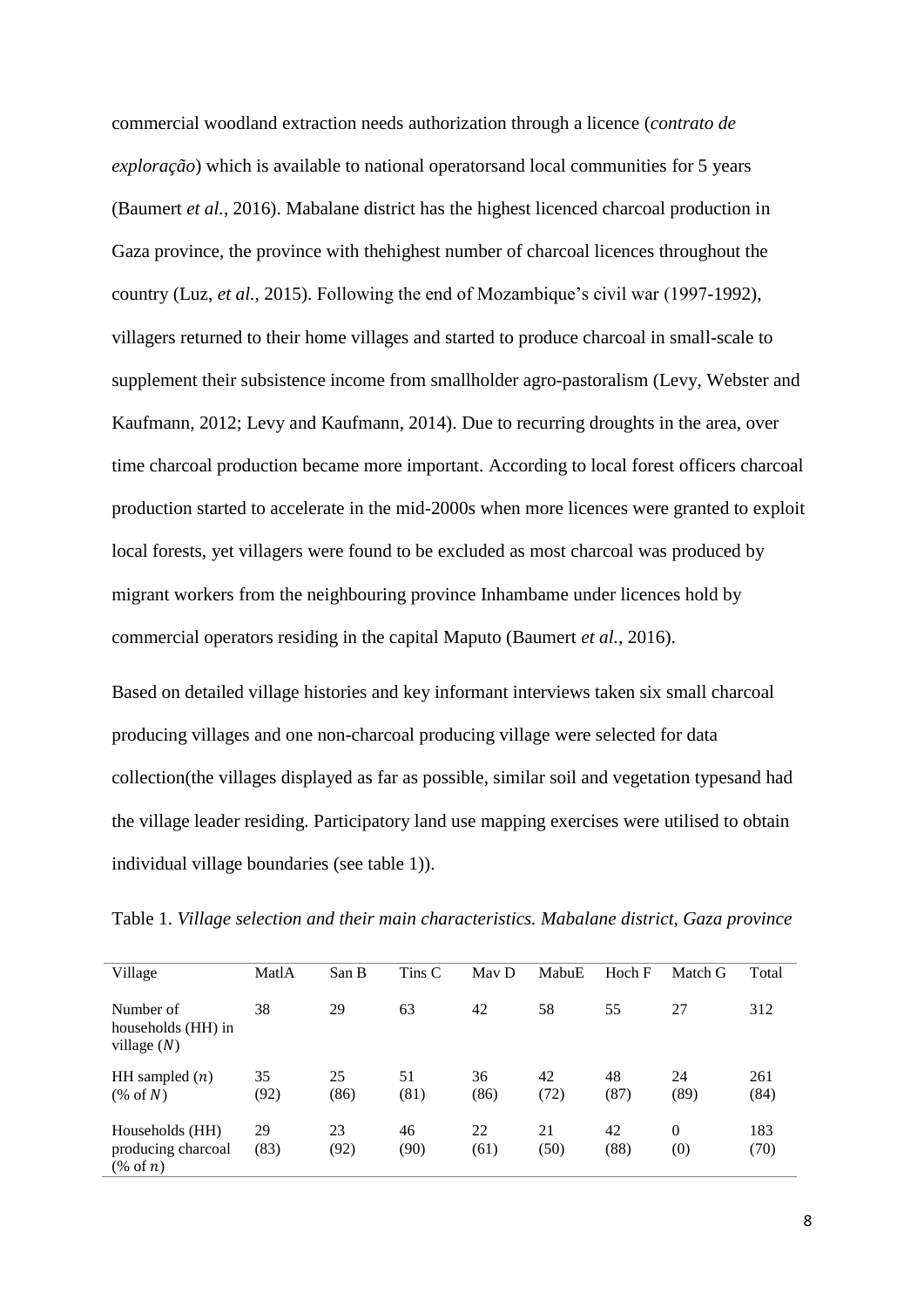commercial woodland extraction needs authorization through a licence (*contrato de exploração*) which is available to national operatorsand local communities for 5 years (Baumert *et al.*, 2016). Mabalane district has the highest licenced charcoal production in Gaza province, the province with thehighest number of charcoal licences throughout the country (Luz, *et al.*, 2015). Following the end of Mozambique's civil war (1997-1992), villagers returned to their home villages and started to produce charcoal in small-scale to supplement their subsistence income from smallholder agro-pastoralism (Levy, Webster and Kaufmann, 2012; Levy and Kaufmann, 2014). Due to recurring droughts in the area, over time charcoal production became more important. According to local forest officers charcoal production started to accelerate in the mid-2000s when more licences were granted to exploit local forests, yet villagers were found to be excluded as most charcoal was produced by migrant workers from the neighbouring province Inhambame under licences hold by commercial operators residing in the capital Maputo (Baumert *et al.*, 2016).

Based on detailed village histories and key informant interviews taken six small charcoal producing villages and one non-charcoal producing village were selected for data collection(the villages displayed as far as possible, similar soil and vegetation typesand had the village leader residing. Participatory land use mapping exercises were utilised to obtain individual village boundaries (see table 1)).

Table 1. *Village selection and their main characteristics. Mabalane district, Gaza province*

| Village | MatlA | San B | Tins C | Mav D | MabuE | Hoch F | Match G | Total |
|---|---|---|---|---|---|---|---|---|
| Number of households (HH) in village ($N$) | 38 | 29 | 63 | 42 | 58 | 55 | 27 | 312 |
| HH sampled ($n$) (% of $N$) | 35 (92) | 25 (86) | 51 (81) | 36 (86) | 42 (72) | 48 (87) | 24 (89) | 261 (84) |
| Households (HH) producing charcoal (% of $n$) | 29 (83) | 23 (92) | 46 (90) | 22 (61) | 21 (50) | 42 (88) | 0 (0) | 183 (70) |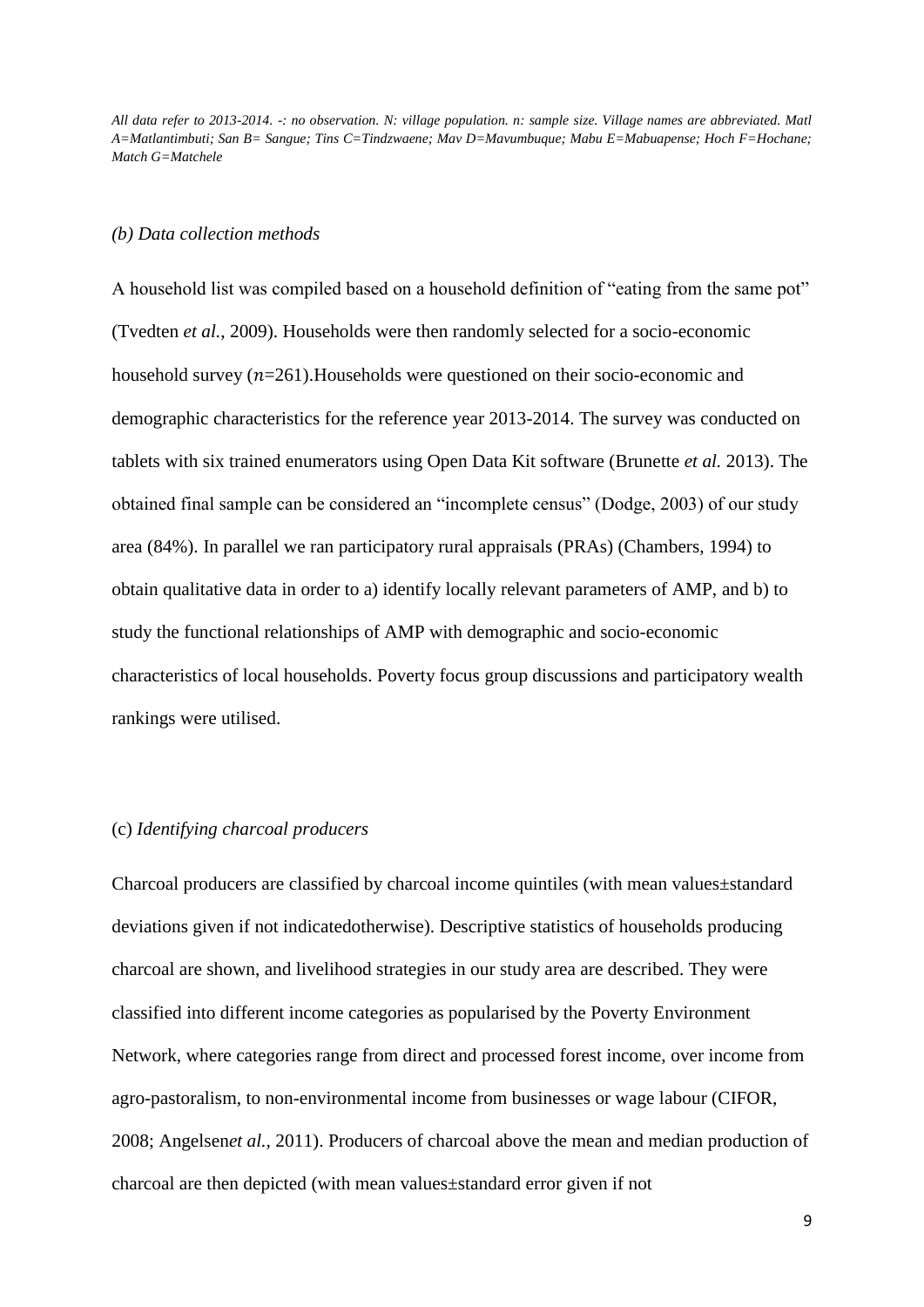*All data refer to 2013-2014. -: no observation. N: village population. n: sample size. Village names are abbreviated. Matl A=Matlantimbuti; San B= Sangue; Tins C=Tindzwaene; Mav D=Mavumbuque; Mabu E=Mabuapense; Hoch F=Hochane; Match G=Matchele*

*(b) Data collection methods*

A household list was compiled based on a household definition of "eating from the same pot" (Tvedten *et al.*, 2009). Households were then randomly selected for a socio-economic household survey ($n$=261).Households were questioned on their socio-economic and demographic characteristics for the reference year 2013-2014. The survey was conducted on tablets with six trained enumerators using Open Data Kit software (Brunette *et al.* 2013). The obtained final sample can be considered an "incomplete census" (Dodge, 2003) of our study area (84%). In parallel we ran participatory rural appraisals (PRAs) (Chambers, 1994) to obtain qualitative data in order to a) identify locally relevant parameters of AMP, and b) to study the functional relationships of AMP with demographic and socio-economic characteristics of local households. Poverty focus group discussions and participatory wealth rankings were utilised.

(c) *Identifying charcoal producers*

Charcoal producers are classified by charcoal income quintiles (with mean values±standard deviations given if not indicatedotherwise). Descriptive statistics of households producing charcoal are shown, and livelihood strategies in our study area are described. They were classified into different income categories as popularised by the Poverty Environment Network, where categories range from direct and processed forest income, over income from agro-pastoralism, to non-environmental income from businesses or wage labour (CIFOR, 2008; Angelsen*et al.*, 2011). Producers of charcoal above the mean and median production of charcoal are then depicted (with mean values±standard error given if not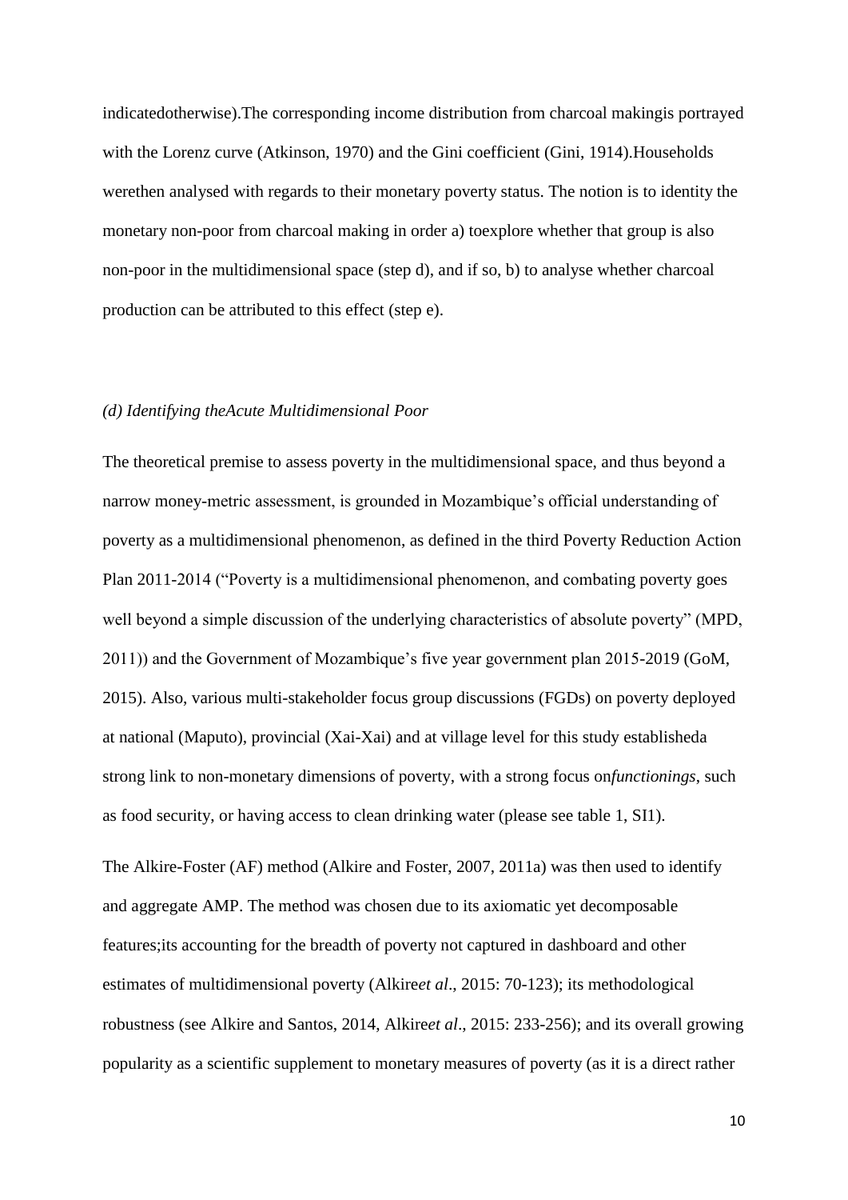indicatedotherwise).The corresponding income distribution from charcoal makingis portrayed with the Lorenz curve (Atkinson, 1970) and the Gini coefficient (Gini, 1914).Households werethen analysed with regards to their monetary poverty status. The notion is to identity the monetary non-poor from charcoal making in order a) toexplore whether that group is also non-poor in the multidimensional space (step d), and if so, b) to analyse whether charcoal production can be attributed to this effect (step e).

### *(d) Identifying theAcute Multidimensional Poor*

The theoretical premise to assess poverty in the multidimensional space, and thus beyond a narrow money-metric assessment, is grounded in Mozambique's official understanding of poverty as a multidimensional phenomenon, as defined in the third Poverty Reduction Action Plan 2011-2014 ("Poverty is a multidimensional phenomenon, and combating poverty goes well beyond a simple discussion of the underlying characteristics of absolute poverty" (MPD, 2011)) and the Government of Mozambique's five year government plan 2015-2019 (GoM, 2015). Also, various multi-stakeholder focus group discussions (FGDs) on poverty deployed at national (Maputo), provincial (Xai-Xai) and at village level for this study establisheda strong link to non-monetary dimensions of poverty, with a strong focus on*functionings*, such as food security, or having access to clean drinking water (please see table 1, SI1).

The Alkire-Foster (AF) method (Alkire and Foster, 2007, 2011a) was then used to identify and aggregate AMP. The method was chosen due to its axiomatic yet decomposable features;its accounting for the breadth of poverty not captured in dashboard and other estimates of multidimensional poverty (Alkire*et al*., 2015: 70-123); its methodological robustness (see Alkire and Santos, 2014, Alkire*et al*., 2015: 233-256); and its overall growing popularity as a scientific supplement to monetary measures of poverty (as it is a direct rather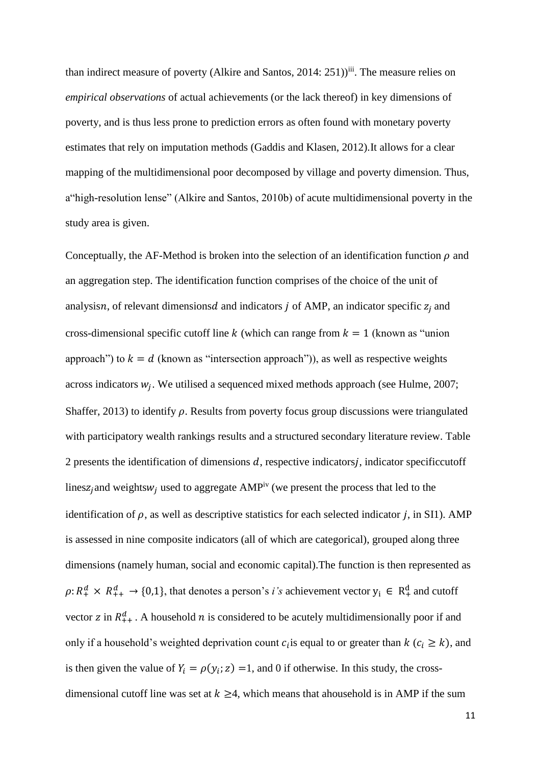than indirect measure of poverty (Alkire and Santos, 2014: 251))[iii]. The measure relies on *empirical observations* of actual achievements (or the lack thereof) in key dimensions of poverty, and is thus less prone to prediction errors as often found with monetary poverty estimates that rely on imputation methods (Gaddis and Klasen, 2012).It allows for a clear mapping of the multidimensional poor decomposed by village and poverty dimension. Thus, a"high-resolution lense" (Alkire and Santos, 2010b) of acute multidimensional poverty in the study area is given.

Conceptually, the AF-Method is broken into the selection of an identification function $\rho$ and an aggregation step. The identification function comprises of the choice of the unit of analysis$n$, of relevant dimensions$d$ and indicators $j$ of AMP, an indicator specific $z_j$ and cross-dimensional specific cutoff line $k$ (which can range from $k = 1$ (known as "union approach") to $k = d$ (known as "intersection approach")), as well as respective weights across indicators $w_j$. We utilised a sequenced mixed methods approach (see Hulme, 2007; Shaffer, 2013) to identify $\rho$. Results from poverty focus group discussions were triangulated with participatory wealth rankings results and a structured secondary literature review. Table 2 presents the identification of dimensions $d$, respective indicators$j$, indicator specificcutoff lines$z_j$and weights$w_j$ used to aggregate AMP[iv] (we present the process that led to the identification of $\rho$, as well as descriptive statistics for each selected indicator $j$, in SI1). AMP is assessed in nine composite indicators (all of which are categorical), grouped along three dimensions (namely human, social and economic capital).The function is then represented as $\rho: R_{+}^{d} \times R_{++}^{d} \rightarrow \{0,1\}$, that denotes a person's *i's* achievement vector $y_i \in R_{+}^{d}$ and cutoff vector $z$ in $R_{++}^{d}$ . A household $n$ is considered to be acutely multidimensionally poor if and only if a household's weighted deprivation count $c_i$is equal to or greater than $k$ ($c_i \geq k$), and is then given the value of $Y_i = \rho(y_i; z) =1$, and 0 if otherwise. In this study, the cross-dimensional cutoff line was set at $k \geq 4$, which means that ahousehold is in AMP if the sum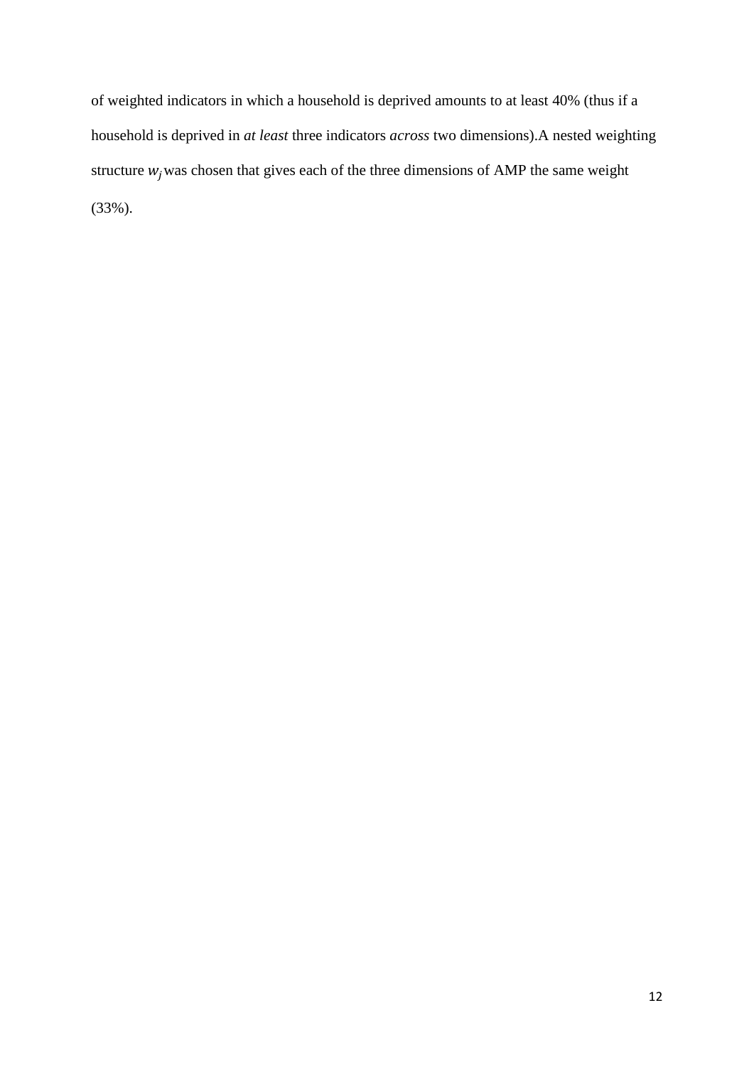of weighted indicators in which a household is deprived amounts to at least 40% (thus if a household is deprived in *at least* three indicators *across* two dimensions).A nested weighting structure $w_j$ was chosen that gives each of the three dimensions of AMP the same weight (33%).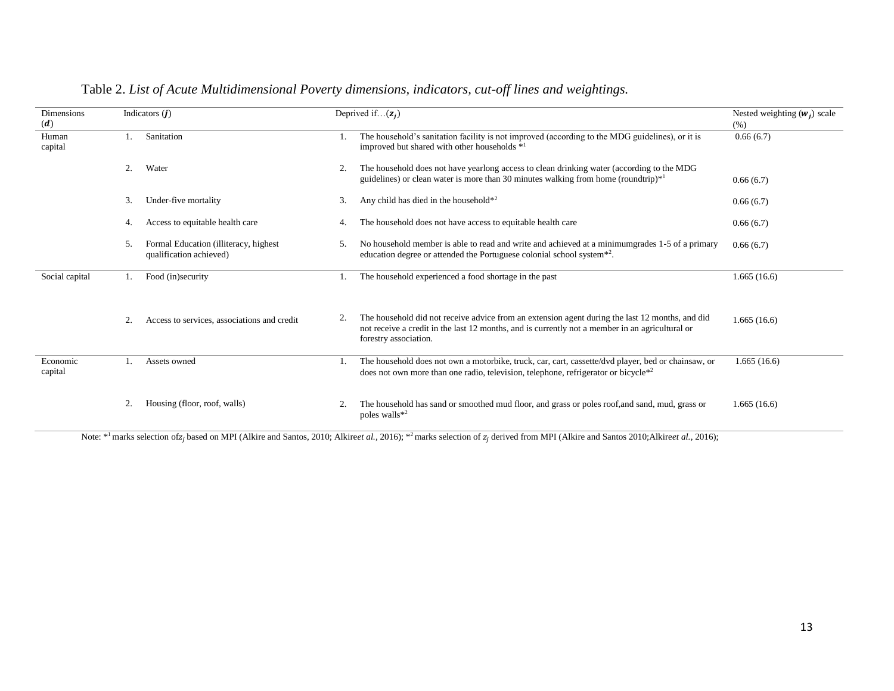Table 2. *List of Acute Multidimensional Poverty dimensions, indicators, cut-off lines and weightings.*

| Dimensions ($\boldsymbol{d}$) | Indicators ($\boldsymbol{j}$) | Deprived if…($\boldsymbol{z_j}$) | Nested weighting ($\boldsymbol{w_j}$) scale (%) |
|---|---|---|---|
| Human capital | 1. Sanitation | 1. The household's sanitation facility is not improved (according to the MDG guidelines), or it is improved but shared with other households *[1] | 0.66 (6.7) |
| | 2. Water | 2. The household does not have yearlong access to clean drinking water (according to the MDG guidelines) or clean water is more than 30 minutes walking from home (roundtrip)*[1] | 0.66 (6.7) |
| | 3. Under-five mortality | 3. Any child has died in the household*[2] | 0.66 (6.7) |
| | 4. Access to equitable health care | 4. The household does not have access to equitable health care | 0.66 (6.7) |
| | 5. Formal Education (illiteracy, highest qualification achieved) | 5. No household member is able to read and write and achieved at a minimumgrades 1-5 of a primary education degree or attended the Portuguese colonial school system*[2]. | 0.66 (6.7) |
| Social capital | 1. Food (in)security | 1. The household experienced a food shortage in the past | 1.665 (16.6) |
| | 2. Access to services, associations and credit | 2. The household did not receive advice from an extension agent during the last 12 months, and did not receive a credit in the last 12 months, and is currently not a member in an agricultural or forestry association. | 1.665 (16.6) |
| Economic capital | 1. Assets owned | 1. The household does not own a motorbike, truck, car, cart, cassette/dvd player, bed or chainsaw, or does not own more than one radio, television, telephone, refrigerator or bicycle*[2] | 1.665 (16.6) |
| | 2. Housing (floor, roof, walls) | 2. The household has sand or smoothed mud floor, and grass or poles roof,and sand, mud, grass or poles walls*[2] | 1.665 (16.6) |

Note: *[1] marks selection of $z_j$ based on MPI (Alkire and Santos, 2010; Alkire*et al.*, 2016); *[2] marks selection of $z_j$ derived from MPI (Alkire and Santos 2010;Alkire*et al.*, 2016);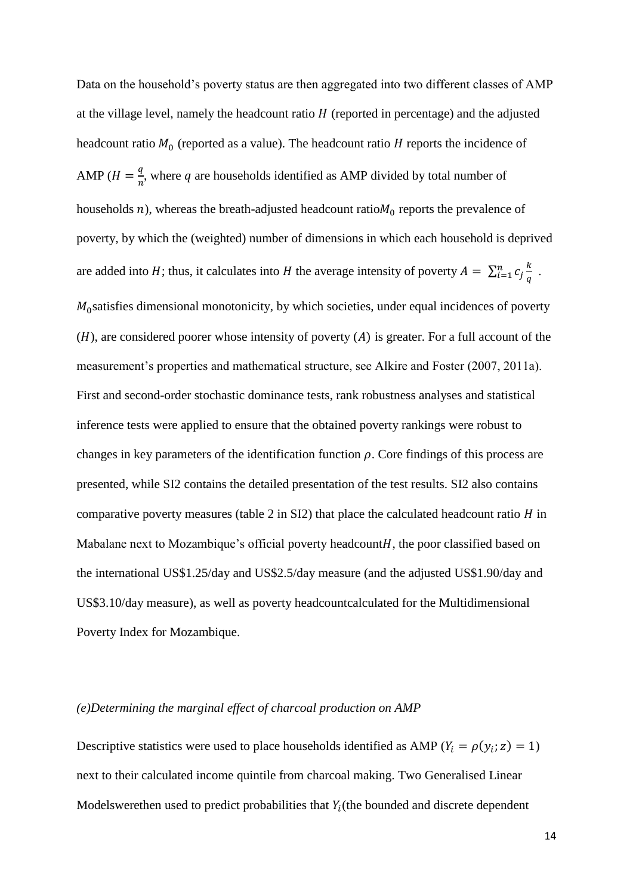Data on the household's poverty status are then aggregated into two different classes of AMP at the village level, namely the headcount ratio $H$ (reported in percentage) and the adjusted headcount ratio $M_0$ (reported as a value). The headcount ratio $H$ reports the incidence of AMP ($H = \frac{q}{n}$, where $q$ are households identified as AMP divided by total number of households $n$), whereas the breath-adjusted headcount ratio$M_0$ reports the prevalence of poverty, by which the (weighted) number of dimensions in which each household is deprived are added into $H$; thus, it calculates into $H$ the average intensity of poverty $A = \sum_{i=1}^{n} c_j \frac{k}{q}$ . $M_0$satisfies dimensional monotonicity, by which societies, under equal incidences of poverty ($H$), are considered poorer whose intensity of poverty ($A$) is greater. For a full account of the measurement's properties and mathematical structure, see Alkire and Foster (2007, 2011a). First and second-order stochastic dominance tests, rank robustness analyses and statistical inference tests were applied to ensure that the obtained poverty rankings were robust to changes in key parameters of the identification function $\rho$. Core findings of this process are presented, while SI2 contains the detailed presentation of the test results. SI2 also contains comparative poverty measures (table 2 in SI2) that place the calculated headcount ratio $H$ in Mabalane next to Mozambique's official poverty headcount$H$, the poor classified based on the international US$1.25/day and US$2.5/day measure (and the adjusted US$1.90/day and US$3.10/day measure), as well as poverty headcountcalculated for the Multidimensional Poverty Index for Mozambique.

*(e)Determining the marginal effect of charcoal production on AMP*

Descriptive statistics were used to place households identified as AMP ($Y_i = \rho(y_i; z) = 1$) next to their calculated income quintile from charcoal making. Two Generalised Linear Modelswerethen used to predict probabilities that $Y_i$(the bounded and discrete dependent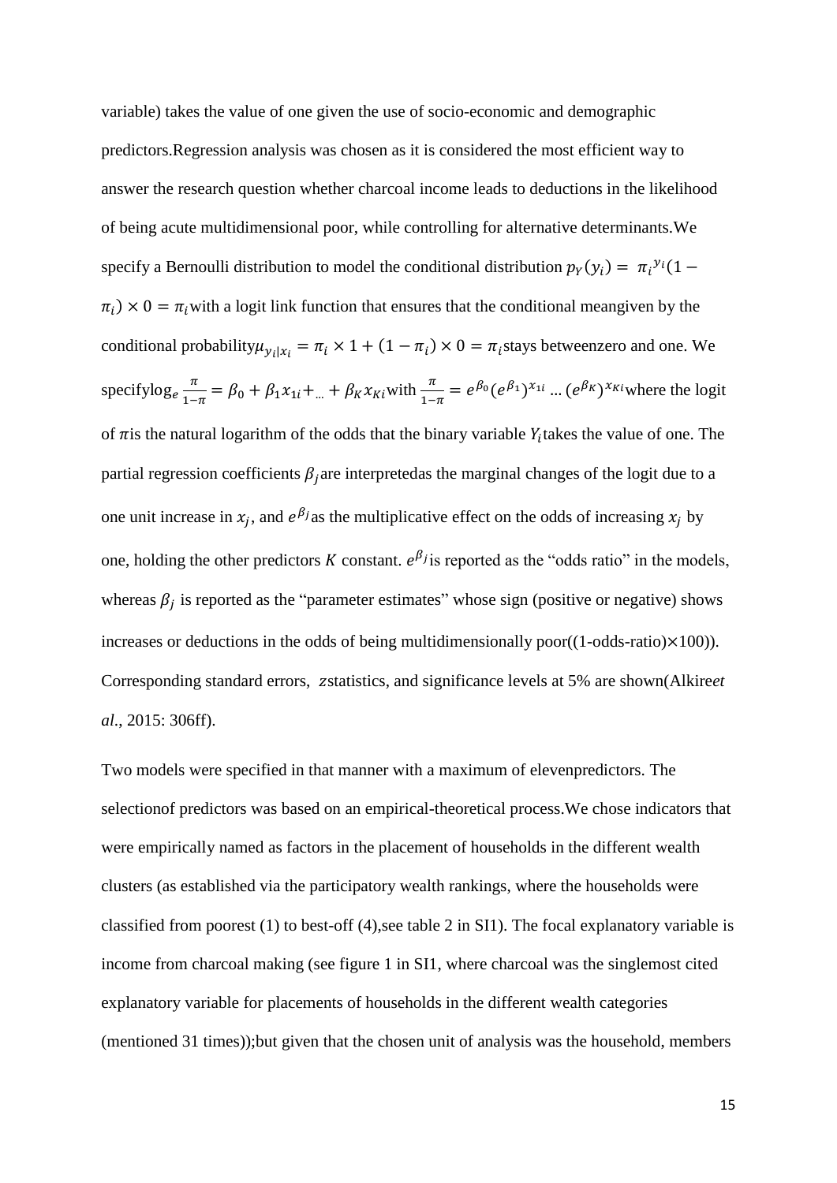variable) takes the value of one given the use of socio-economic and demographic predictors.Regression analysis was chosen as it is considered the most efficient way to answer the research question whether charcoal income leads to deductions in the likelihood of being acute multidimensional poor, while controlling for alternative determinants.We specify a Bernoulli distribution to model the conditional distribution $p_Y(y_i) = \pi_i^{y_i}(1 - \pi_i) \times 0 = \pi_i$with a logit link function that ensures that the conditional meangiven by the conditional probability$\mu_{y_i|x_i} = \pi_i \times 1 + (1 - \pi_i) \times 0 = \pi_i$stays betweenzero and one. We specify$\log_e \frac{\pi}{1-\pi} = \beta_0 + \beta_1 x_{1i} + _{...} + \beta_K x_{Ki}$with $\frac{\pi}{1-\pi} = e^{\beta_0}(e^{\beta_1})^{x_{1i}} \ldots (e^{\beta_K})^{x_{Ki}}$where the logit of $\pi$is the natural logarithm of the odds that the binary variable $Y_i$takes the value of one. The partial regression coefficients $\beta_j$are interpretedas the marginal changes of the logit due to a one unit increase in $x_j$, and $e^{\beta_j}$as the multiplicative effect on the odds of increasing $x_j$ by one, holding the other predictors $K$ constant. $e^{\beta_j}$is reported as the "odds ratio" in the models, whereas $\beta_j$ is reported as the "parameter estimates" whose sign (positive or negative) shows increases or deductions in the odds of being multidimensionally poor((1-odds-ratio)$\times$100)). Corresponding standard errors, $z$statistics, and significance levels at 5% are shown(Alkire*et al*., 2015: 306ff).

Two models were specified in that manner with a maximum of elevenpredictors. The selectionof predictors was based on an empirical-theoretical process.We chose indicators that were empirically named as factors in the placement of households in the different wealth clusters (as established via the participatory wealth rankings, where the households were classified from poorest (1) to best-off (4),see table 2 in SI1). The focal explanatory variable is income from charcoal making (see figure 1 in SI1, where charcoal was the singlemost cited explanatory variable for placements of households in the different wealth categories (mentioned 31 times));but given that the chosen unit of analysis was the household, members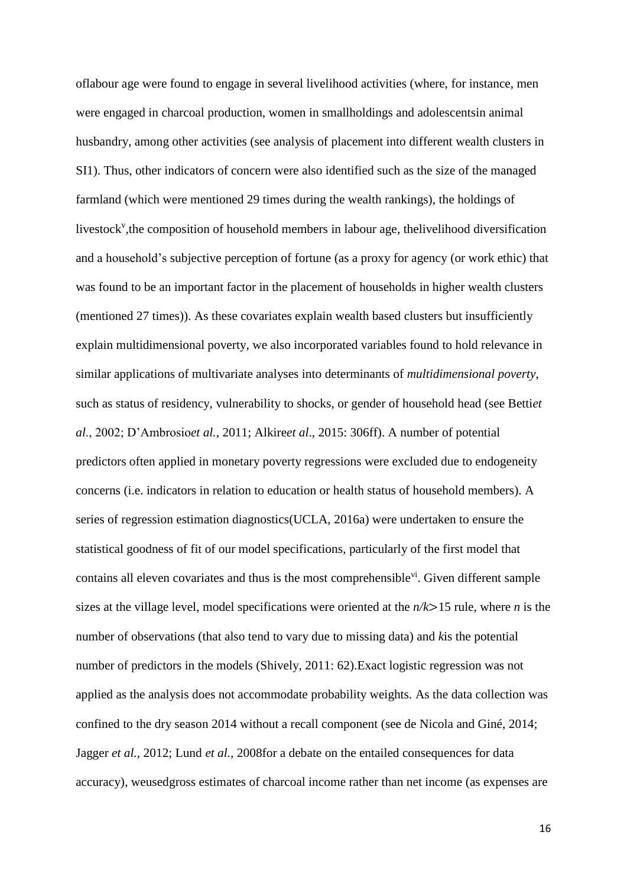oflabour age were found to engage in several livelihood activities (where, for instance, men were engaged in charcoal production, women in smallholdings and adolescentsin animal husbandry, among other activities (see analysis of placement into different wealth clusters in SI1). Thus, other indicators of concern were also identified such as the size of the managed farmland (which were mentioned 29 times during the wealth rankings), the holdings of livestock[v],the composition of household members in labour age, thelivelihood diversification and a household's subjective perception of fortune (as a proxy for agency (or work ethic) that was found to be an important factor in the placement of households in higher wealth clusters (mentioned 27 times)). As these covariates explain wealth based clusters but insufficiently explain multidimensional poverty, we also incorporated variables found to hold relevance in similar applications of multivariate analyses into determinants of *multidimensional poverty*, such as status of residency, vulnerability to shocks, or gender of household head (see Betti*et al*., 2002; D'Ambrosio*et al.*, 2011; Alkire*et al*., 2015: 306ff). A number of potential predictors often applied in monetary poverty regressions were excluded due to endogeneity concerns (i.e. indicators in relation to education or health status of household members). A series of regression estimation diagnostics(UCLA, 2016a) were undertaken to ensure the statistical goodness of fit of our model specifications, particularly of the first model that contains all eleven covariates and thus is the most comprehensible[vi]. Given different sample sizes at the village level, model specifications were oriented at the $n/k>15$ rule, where $n$ is the number of observations (that also tend to vary due to missing data) and $k$is the potential number of predictors in the models (Shively, 2011: 62).Exact logistic regression was not applied as the analysis does not accommodate probability weights. As the data collection was confined to the dry season 2014 without a recall component (see de Nicola and Giné, 2014; Jagger *et al.,* 2012; Lund *et al.,* 2008for a debate on the entailed consequences for data accuracy), weusedgross estimates of charcoal income rather than net income (as expenses are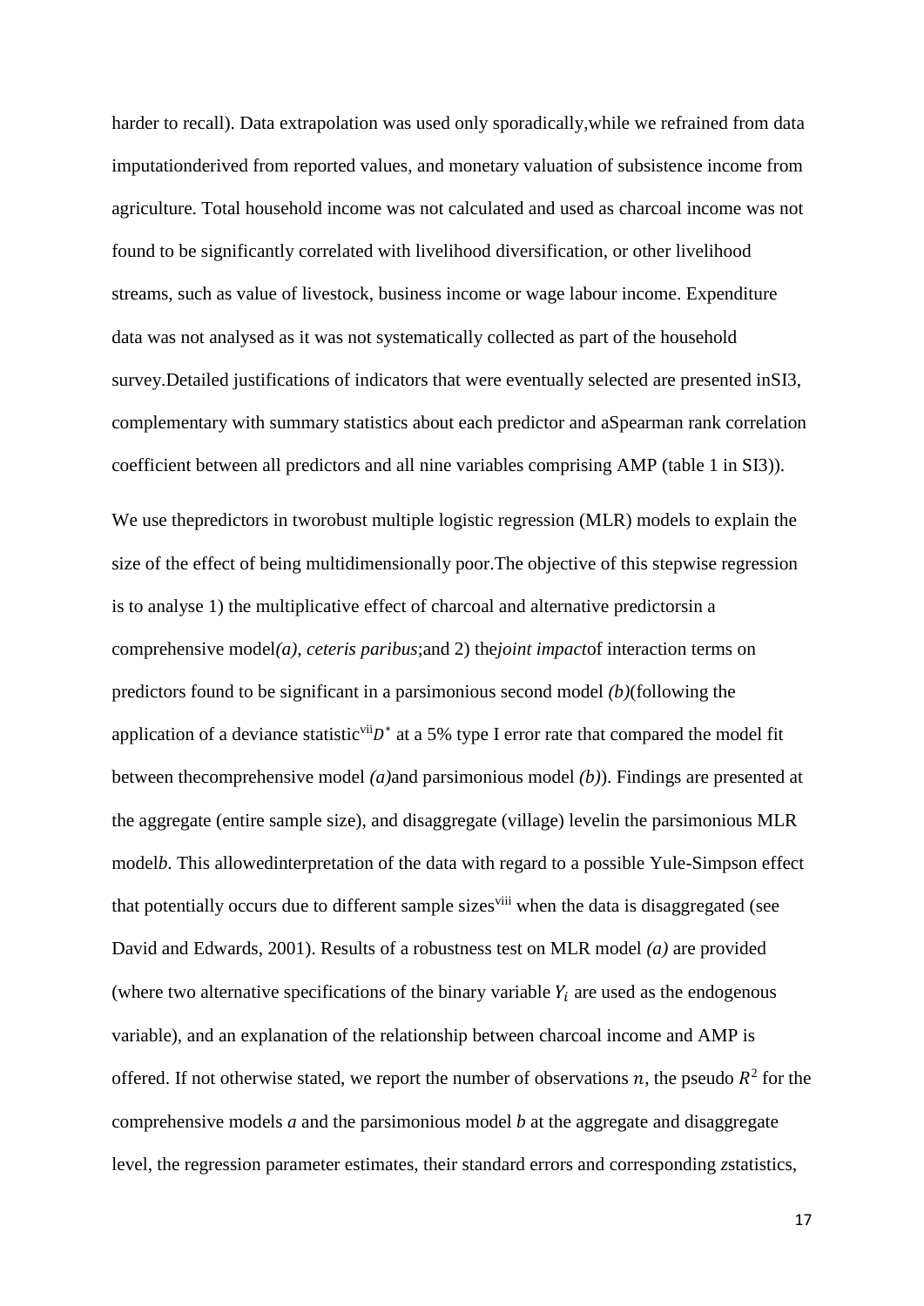harder to recall). Data extrapolation was used only sporadically,while we refrained from data imputationderived from reported values, and monetary valuation of subsistence income from agriculture. Total household income was not calculated and used as charcoal income was not found to be significantly correlated with livelihood diversification, or other livelihood streams, such as value of livestock, business income or wage labour income. Expenditure data was not analysed as it was not systematically collected as part of the household survey.Detailed justifications of indicators that were eventually selected are presented inSI3, complementary with summary statistics about each predictor and aSpearman rank correlation coefficient between all predictors and all nine variables comprising AMP (table 1 in SI3)).

We use thepredictors in tworobust multiple logistic regression (MLR) models to explain the size of the effect of being multidimensionally poor.The objective of this stepwise regression is to analyse 1) the multiplicative effect of charcoal and alternative predictorsin a comprehensive model*(a), ceteris paribus*;and 2) the*joint impact*of interaction terms on predictors found to be significant in a parsimonious second model *(b)*(following the application of a deviance statistic[vii]$D^*$ at a 5% type I error rate that compared the model fit between thecomprehensive model *(a)*and parsimonious model *(b)*). Findings are presented at the aggregate (entire sample size), and disaggregate (village) levelin the parsimonious MLR model*b*. This allowedinterpretation of the data with regard to a possible Yule-Simpson effect that potentially occurs due to different sample sizes[viii] when the data is disaggregated (see David and Edwards, 2001). Results of a robustness test on MLR model *(a)* are provided (where two alternative specifications of the binary variable $Y_i$ are used as the endogenous variable), and an explanation of the relationship between charcoal income and AMP is offered. If not otherwise stated, we report the number of observations $n$, the pseudo $R^2$ for the comprehensive models *a* and the parsimonious model *b* at the aggregate and disaggregate level, the regression parameter estimates, their standard errors and corresponding *z*statistics,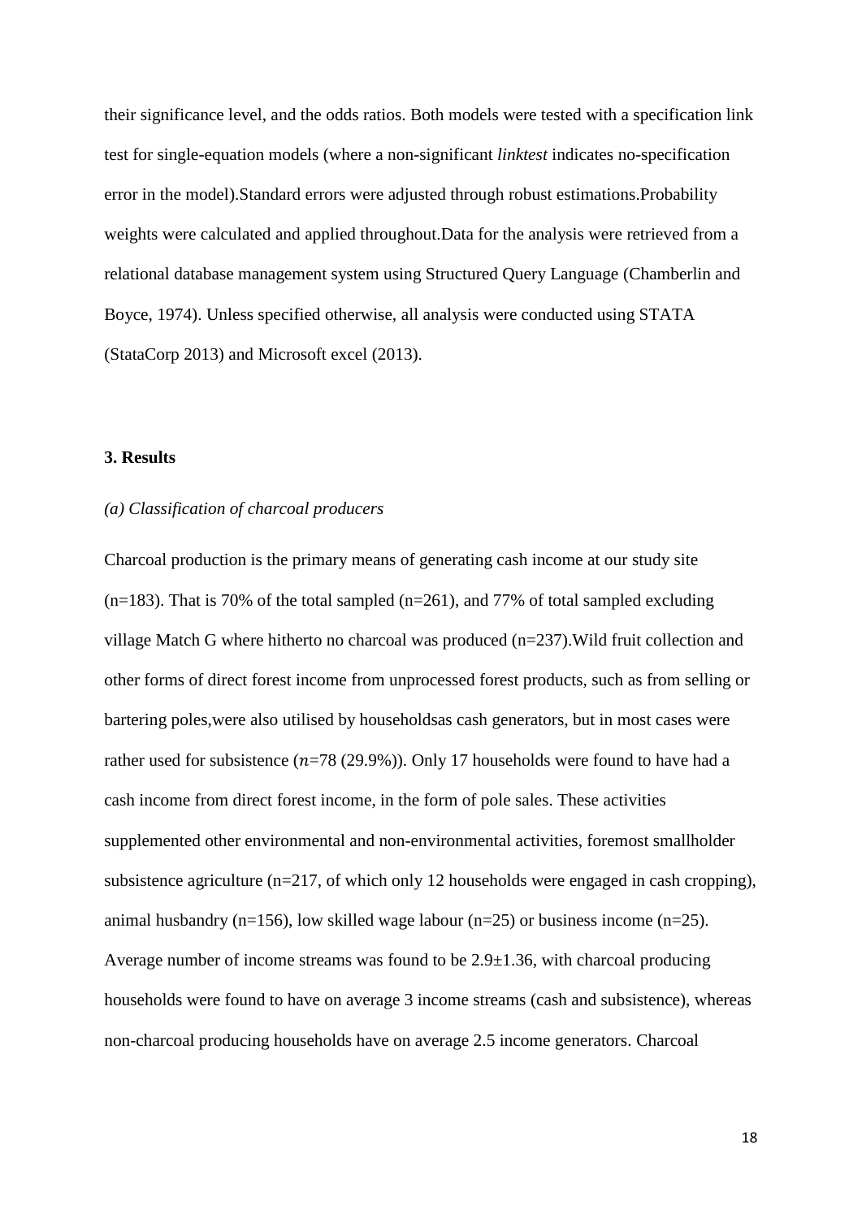their significance level, and the odds ratios. Both models were tested with a specification link test for single-equation models (where a non-significant *linktest* indicates no-specification error in the model).Standard errors were adjusted through robust estimations.Probability weights were calculated and applied throughout.Data for the analysis were retrieved from a relational database management system using Structured Query Language (Chamberlin and Boyce, 1974). Unless specified otherwise, all analysis were conducted using STATA (StataCorp 2013) and Microsoft excel (2013).

**3. Results**

*(a) Classification of charcoal producers*

Charcoal production is the primary means of generating cash income at our study site (n=183). That is 70% of the total sampled (n=261), and 77% of total sampled excluding village Match G where hitherto no charcoal was produced (n=237).Wild fruit collection and other forms of direct forest income from unprocessed forest products, such as from selling or bartering poles,were also utilised by householdsas cash generators, but in most cases were rather used for subsistence ($n$=78 (29.9%)). Only 17 households were found to have had a cash income from direct forest income, in the form of pole sales. These activities supplemented other environmental and non-environmental activities, foremost smallholder subsistence agriculture (n=217, of which only 12 households were engaged in cash cropping), animal husbandry (n=156), low skilled wage labour (n=25) or business income (n=25). Average number of income streams was found to be 2.9±1.36, with charcoal producing households were found to have on average 3 income streams (cash and subsistence), whereas non-charcoal producing households have on average 2.5 income generators. Charcoal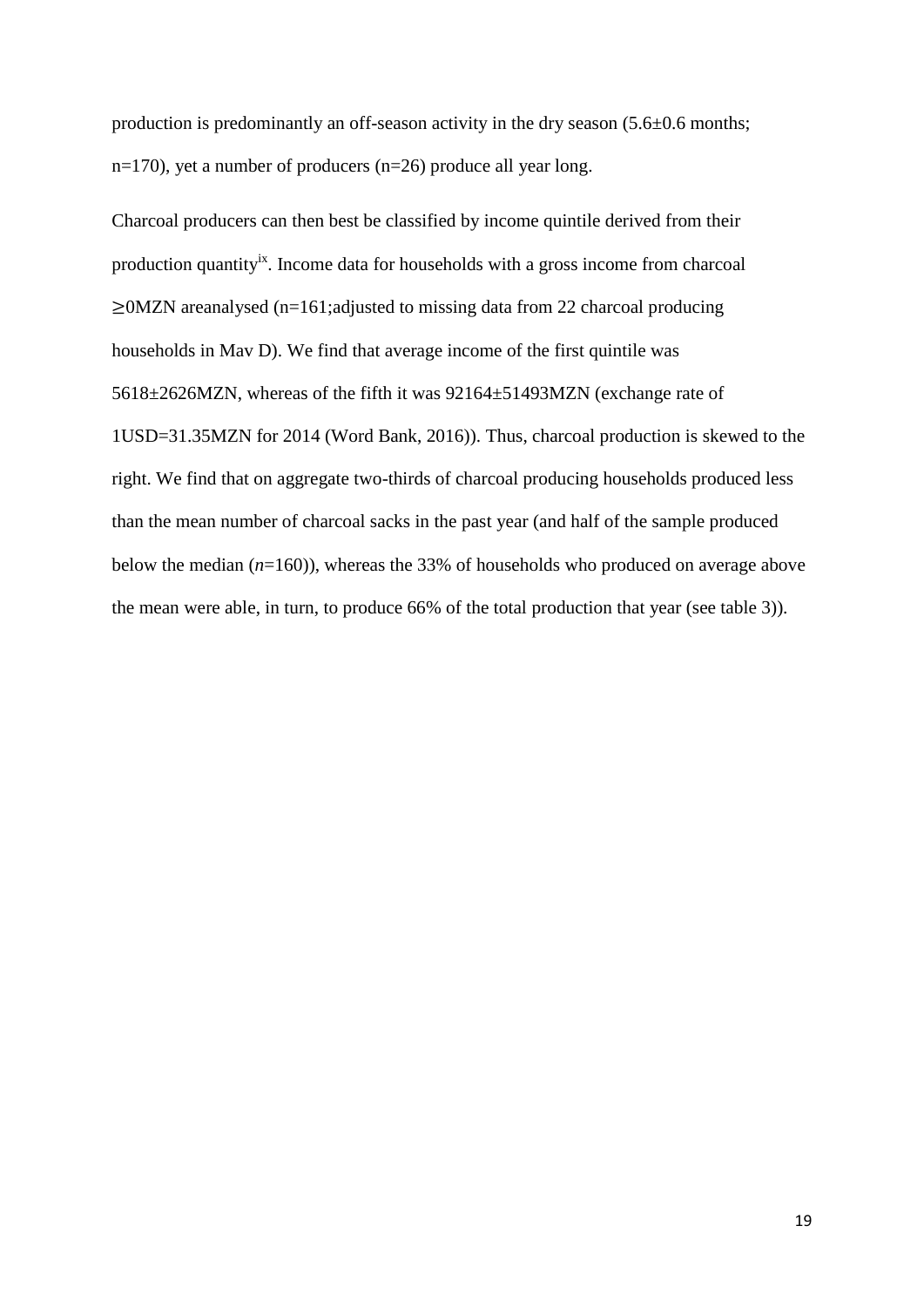production is predominantly an off-season activity in the dry season (5.6±0.6 months; n=170), yet a number of producers (n=26) produce all year long.

Charcoal producers can then best be classified by income quintile derived from their production quantity[ix]. Income data for households with a gross income from charcoal ≥0MZN areanalysed (n=161;adjusted to missing data from 22 charcoal producing households in Mav D). We find that average income of the first quintile was 5618±2626MZN, whereas of the fifth it was 92164±51493MZN (exchange rate of 1USD=31.35MZN for 2014 (Word Bank, 2016)). Thus, charcoal production is skewed to the right. We find that on aggregate two-thirds of charcoal producing households produced less than the mean number of charcoal sacks in the past year (and half of the sample produced below the median (*n*=160)), whereas the 33% of households who produced on average above the mean were able, in turn, to produce 66% of the total production that year (see table 3)).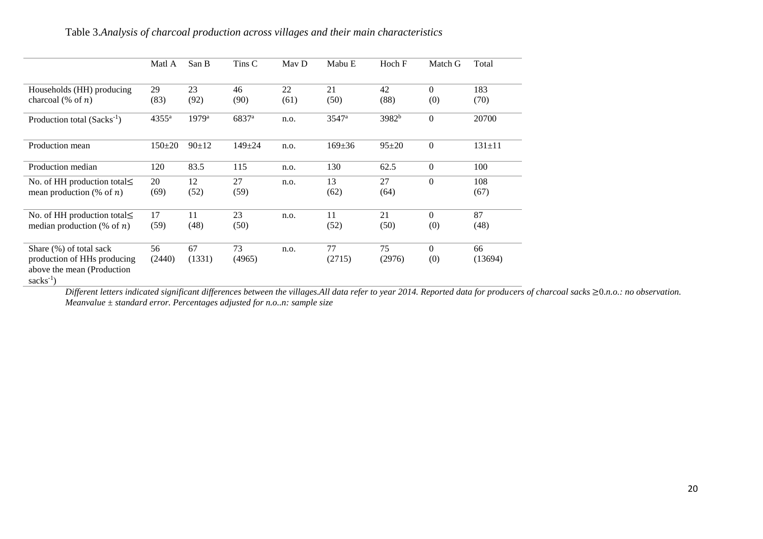Table 3.*Analysis of charcoal production across villages and their main characteristics*

| | Matl A | San B | Tins C | Mav D | Mabu E | Hoch F | Match G | Total |
|---|---|---|---|---|---|---|---|---|
| Households (HH) producing charcoal (% of $n$) | 29 (83) | 23 (92) | 46 (90) | 22 (61) | 21 (50) | 42 (88) | 0 (0) | 183 (70) |
| Production total (Sacks$^{-1}$) | 4355$^{a}$ | 1979$^{a}$ | 6837$^{a}$ | n.o. | 3547$^{a}$ | 3982$^{b}$ | 0 | 20700 |
| Production mean | 150±20 | 90±12 | 149±24 | n.o. | 169±36 | 95±20 | 0 | 131±11 |
| Production median | 120 | 83.5 | 115 | n.o. | 130 | 62.5 | 0 | 100 |
| No. of HH production total≤ mean production (% of $n$) | 20 (69) | 12 (52) | 27 (59) | n.o. | 13 (62) | 27 (64) | 0 | 108 (67) |
| No. of HH production total≤ median production (% of $n$) | 17 (59) | 11 (48) | 23 (50) | n.o. | 11 (52) | 21 (50) | 0 (0) | 87 (48) |
| Share (%) of total sack production of HHs producing above the mean (Production sacks$^{-1}$) | 56 (2440) | 67 (1331) | 73 (4965) | n.o. | 77 (2715) | 75 (2976) | 0 (0) | 66 (13694) |

*Different letters indicated significant differences between the villages.All data refer to year 2014. Reported data for producers of charcoal sacks* $\geq 0$.*n.o.: no observation. Meanvalue ± standard error. Percentages adjusted for n.o..n: sample size*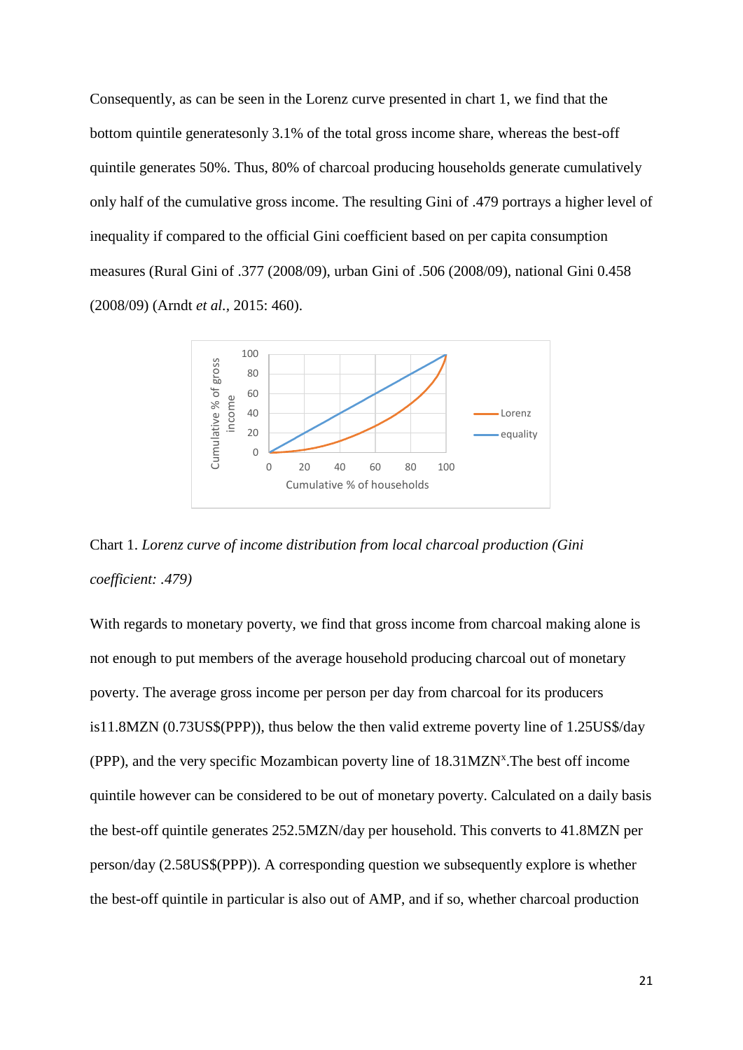Consequently, as can be seen in the Lorenz curve presented in chart 1, we find that the bottom quintile generatesonly 3.1% of the total gross income share, whereas the best-off quintile generates 50%. Thus, 80% of charcoal producing households generate cumulatively only half of the cumulative gross income. The resulting Gini of .479 portrays a higher level of inequality if compared to the official Gini coefficient based on per capita consumption measures (Rural Gini of .377 (2008/09), urban Gini of .506 (2008/09), national Gini 0.458 (2008/09) (Arndt *et al.*, 2015: 460).

Chart 1. *Lorenz curve of income distribution from local charcoal production (Gini coefficient: .479)*

With regards to monetary poverty, we find that gross income from charcoal making alone is not enough to put members of the average household producing charcoal out of monetary poverty. The average gross income per person per day from charcoal for its producers is11.8MZN (0.73US$(PPP)), thus below the then valid extreme poverty line of 1.25US$/day (PPP), and the very specific Mozambican poverty line of 18.31MZN[x].The best off income quintile however can be considered to be out of monetary poverty. Calculated on a daily basis the best-off quintile generates 252.5MZN/day per household. This converts to 41.8MZN per person/day (2.58US$(PPP)). A corresponding question we subsequently explore is whether the best-off quintile in particular is also out of AMP, and if so, whether charcoal production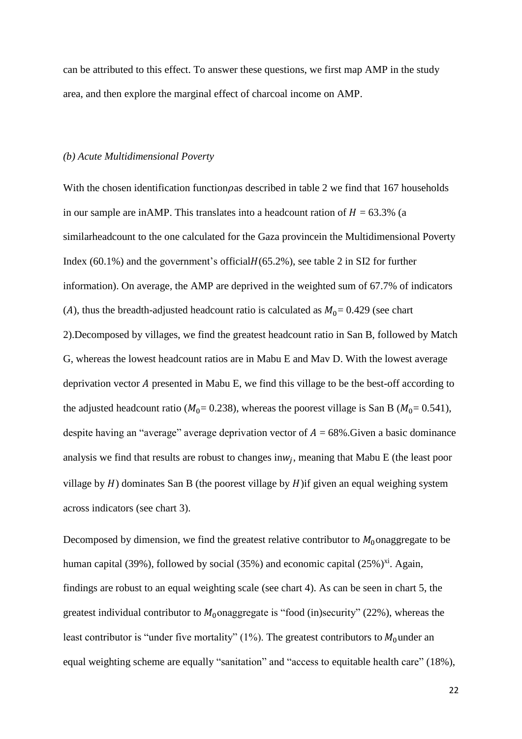can be attributed to this effect. To answer these questions, we first map AMP in the study area, and then explore the marginal effect of charcoal income on AMP.

*(b) Acute Multidimensional Poverty*

With the chosen identification function$\rho$as described in table 2 we find that 167 households in our sample are inAMP. This translates into a headcount ration of $H$ = 63.3% (a similarheadcount to the one calculated for the Gaza provincein the Multidimensional Poverty Index (60.1%) and the government's official$H$(65.2%), see table 2 in SI2 for further information). On average, the AMP are deprived in the weighted sum of 67.7% of indicators ($A$), thus the breadth-adjusted headcount ratio is calculated as $M_0$= 0.429 (see chart 2).Decomposed by villages, we find the greatest headcount ratio in San B, followed by Match G, whereas the lowest headcount ratios are in Mabu E and Mav D. With the lowest average deprivation vector $A$ presented in Mabu E, we find this village to be the best-off according to the adjusted headcount ratio ($M_0$= 0.238), whereas the poorest village is San B ($M_0$= 0.541), despite having an "average" average deprivation vector of $A$ = 68%.Given a basic dominance analysis we find that results are robust to changes in$w_j$, meaning that Mabu E (the least poor village by $H$) dominates San B (the poorest village by $H$)if given an equal weighing system across indicators (see chart 3).

Decomposed by dimension, we find the greatest relative contributor to $M_0$onaggregate to be human capital (39%), followed by social (35%) and economic capital (25%)[xi]. Again, findings are robust to an equal weighting scale (see chart 4). As can be seen in chart 5, the greatest individual contributor to $M_0$onaggregate is "food (in)security" (22%), whereas the least contributor is "under five mortality" (1%). The greatest contributors to $M_0$under an equal weighting scheme are equally "sanitation" and "access to equitable health care" (18%),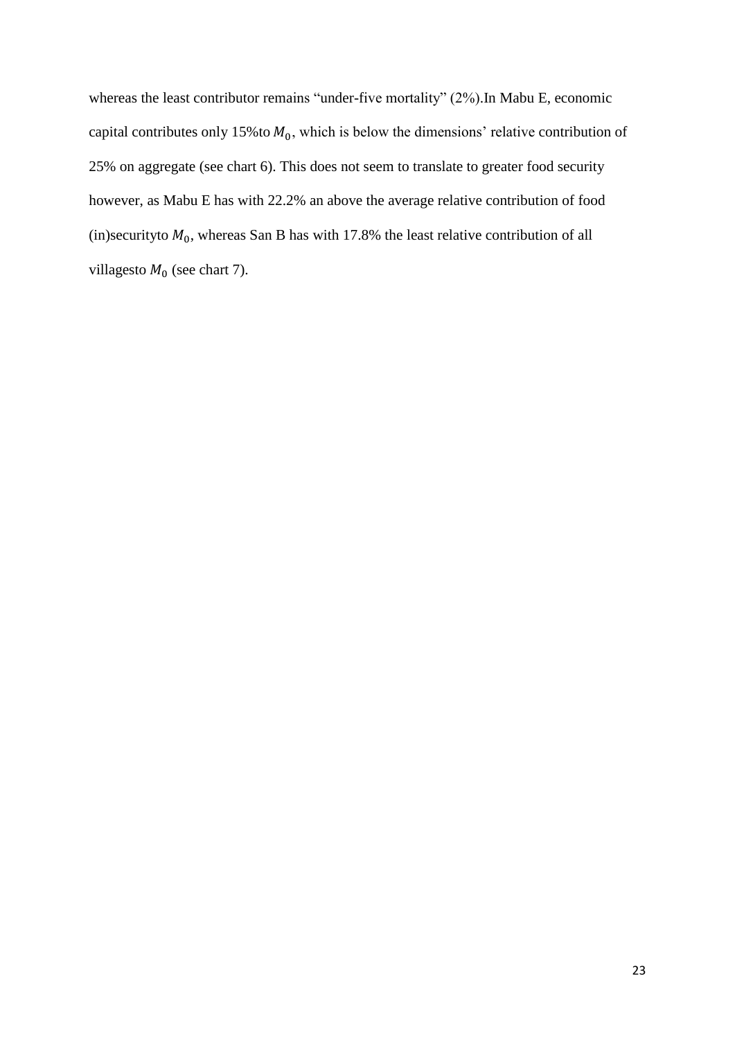whereas the least contributor remains “under-five mortality” (2%).In Mabu E, economic capital contributes only 15%to $M_0$, which is below the dimensions’ relative contribution of 25% on aggregate (see chart 6). This does not seem to translate to greater food security however, as Mabu E has with 22.2% an above the average relative contribution of food (in)securityto $M_0$, whereas San B has with 17.8% the least relative contribution of all villagesto $M_0$ (see chart 7).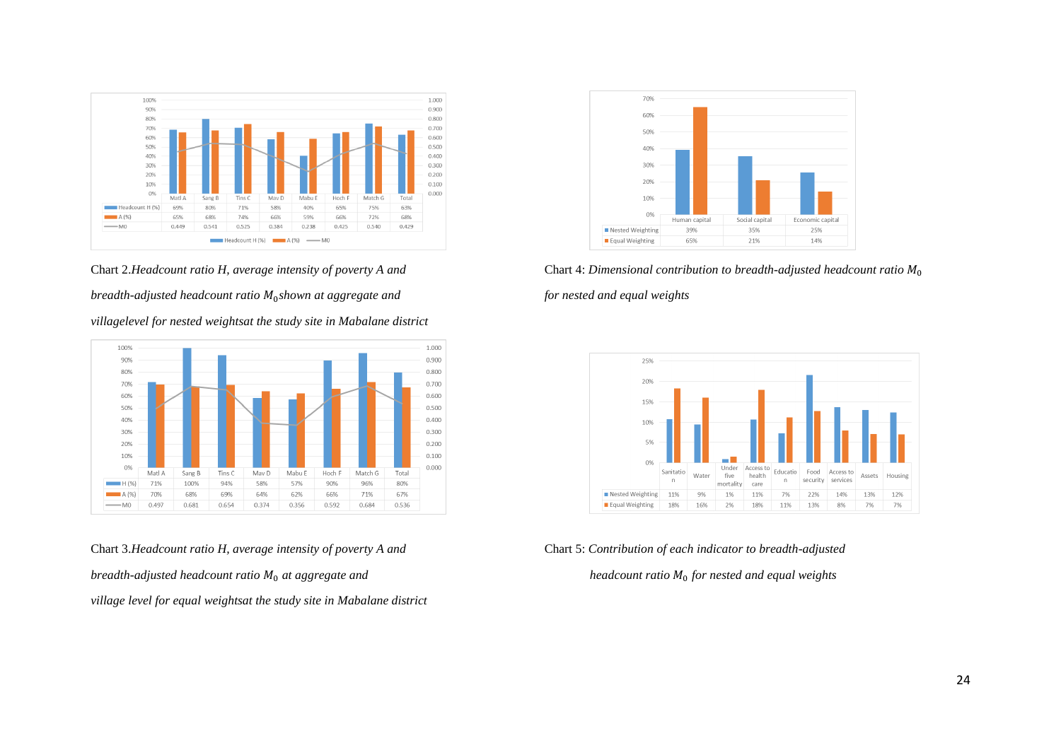| | Matl A | Sang B | Tins C | Mav D | Mabu E | Hoch F | Match G | Total |
|---|---|---|---|---|---|---|---|---|
| Headcount H (%) | 69% | 80% | 71% | 58% | 40% | 65% | 75% | 63% |
| A (%) | 65% | 68% | 74% | 66% | 59% | 66% | 72% | 68% |
| M0 | 0.449 | 0.541 | 0.525 | 0.384 | 0.238 | 0.425 | 0.540 | 0.429 |

Chart 2. *Headcount ratio H, average intensity of poverty A and breadth-adjusted headcount ratio $M_0$ shown at aggregate and villagelevel for nested weightsat the study site in Mabalane district*

| | Matl A | Sang B | Tins C | Mav D | Mabu E | Hoch F | Match G | Total |
|---|---|---|---|---|---|---|---|---|
| H (%) | 71% | 100% | 94% | 58% | 57% | 90% | 96% | 80% |
| A (%) | 70% | 68% | 69% | 64% | 62% | 66% | 71% | 67% |
| M0 | 0.497 | 0.681 | 0.654 | 0.374 | 0.356 | 0.592 | 0.684 | 0.536 |

Chart 3. *Headcount ratio H, average intensity of poverty A and breadth-adjusted headcount ratio $M_0$ at aggregate and village level for equal weightsat the study site in Mabalane district*

| | Human capital | Social capital | Economic capital |
|---|---|---|---|
| Nested Weighting | 39% | 35% | 25% |
| Equal Weighting | 65% | 21% | 14% |

Chart 4: *Dimensional contribution to breadth-adjusted headcount ratio $M_0$ for nested and equal weights*

| | Sanitation | Water | Under five mortality | Access to health care | Education | Food security | Access to services | Assets | Housing |
|---|---|---|---|---|---|---|---|---|---|
| Nested Weighting | 11% | 9% | 1% | 11% | 7% | 22% | 14% | 13% | 12% |
| Equal Weighting | 18% | 16% | 2% | 18% | 11% | 13% | 8% | 7% | 7% |

Chart 5: *Contribution of each indicator to breadth-adjusted headcount ratio $M_0$ for nested and equal weights*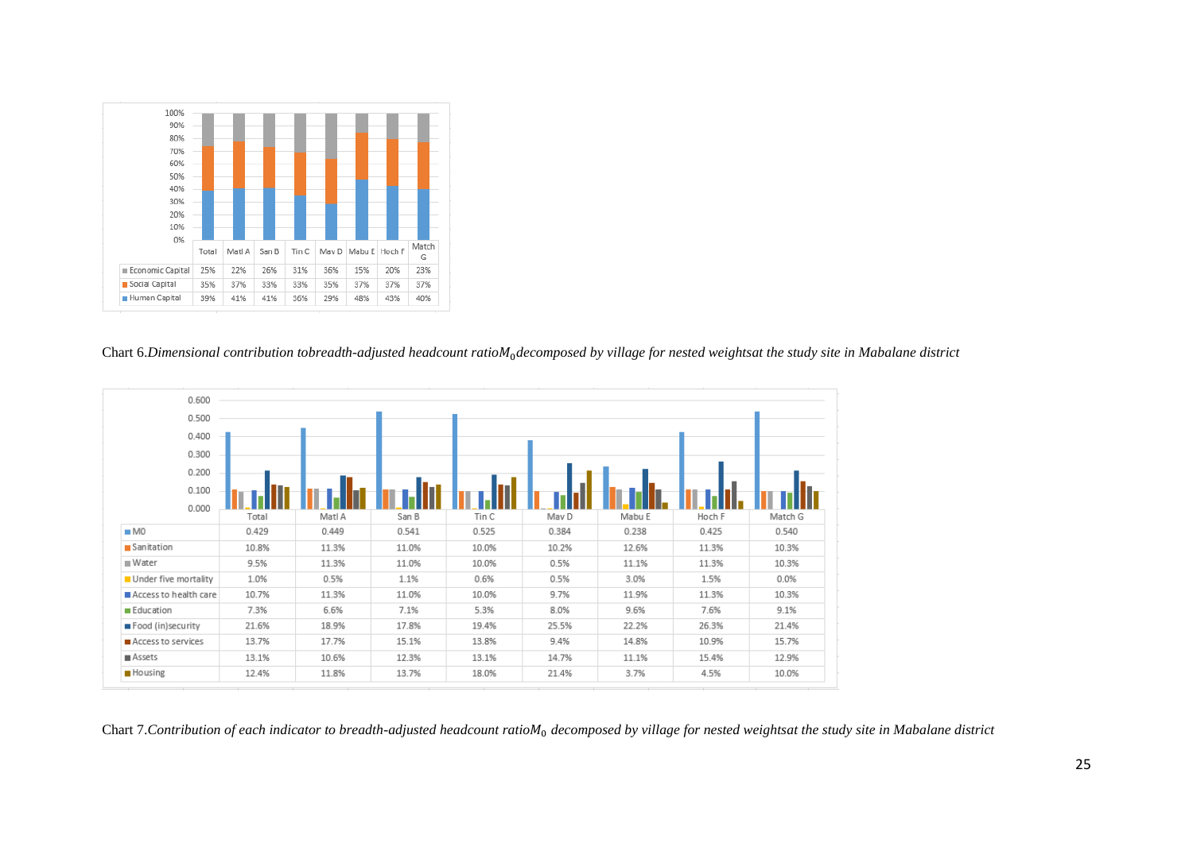| | Total | Matl A | San B | Tin C | Mav D | Mabu E | Hoch F | Match G |
|---|---|---|---|---|---|---|---|---|
| Economic Capital | 25% | 22% | 26% | 31% | 36% | 15% | 20% | 23% |
| Social Capital | 35% | 37% | 33% | 33% | 35% | 37% | 37% | 37% |
| Human Capital | 39% | 41% | 41% | 36% | 29% | 48% | 43% | 40% |

Chart 6.*Dimensional contribution tobreadth-adjusted headcount ratio$M_0$decomposed by village for nested weightsat the study site in Mabalane district*

| | Total | Matl A | San B | Tin C | Mav D | Mabu E | Hoch F | Match G |
|---|---|---|---|---|---|---|---|---|
| M0 | 0.429 | 0.449 | 0.541 | 0.525 | 0.384 | 0.238 | 0.425 | 0.540 |
| Sanitation | 10.8% | 11.3% | 11.0% | 10.0% | 10.2% | 12.6% | 11.3% | 10.3% |
| Water | 9.5% | 11.3% | 11.0% | 10.0% | 0.5% | 11.1% | 11.3% | 10.3% |
| Under five mortality | 1.0% | 0.5% | 1.1% | 0.6% | 0.5% | 3.0% | 1.5% | 0.0% |
| Access to health care | 10.7% | 11.3% | 11.0% | 10.0% | 9.7% | 11.9% | 11.3% | 10.3% |
| Education | 7.3% | 6.6% | 7.1% | 5.3% | 8.0% | 9.6% | 7.6% | 9.1% |
| Food (in)security | 21.6% | 18.9% | 17.8% | 19.4% | 25.5% | 22.2% | 26.3% | 21.4% |
| Access to services | 13.7% | 17.7% | 15.1% | 13.8% | 9.4% | 14.8% | 10.9% | 15.7% |
| Assets | 13.1% | 10.6% | 12.3% | 13.1% | 14.7% | 11.1% | 15.4% | 12.9% |
| Housing | 12.4% | 11.8% | 13.7% | 18.0% | 21.4% | 3.7% | 4.5% | 10.0% |

Chart 7.*Contribution of each indicator to breadth-adjusted headcount ratio$M_0$ decomposed by village for nested weightsat the study site in Mabalane district*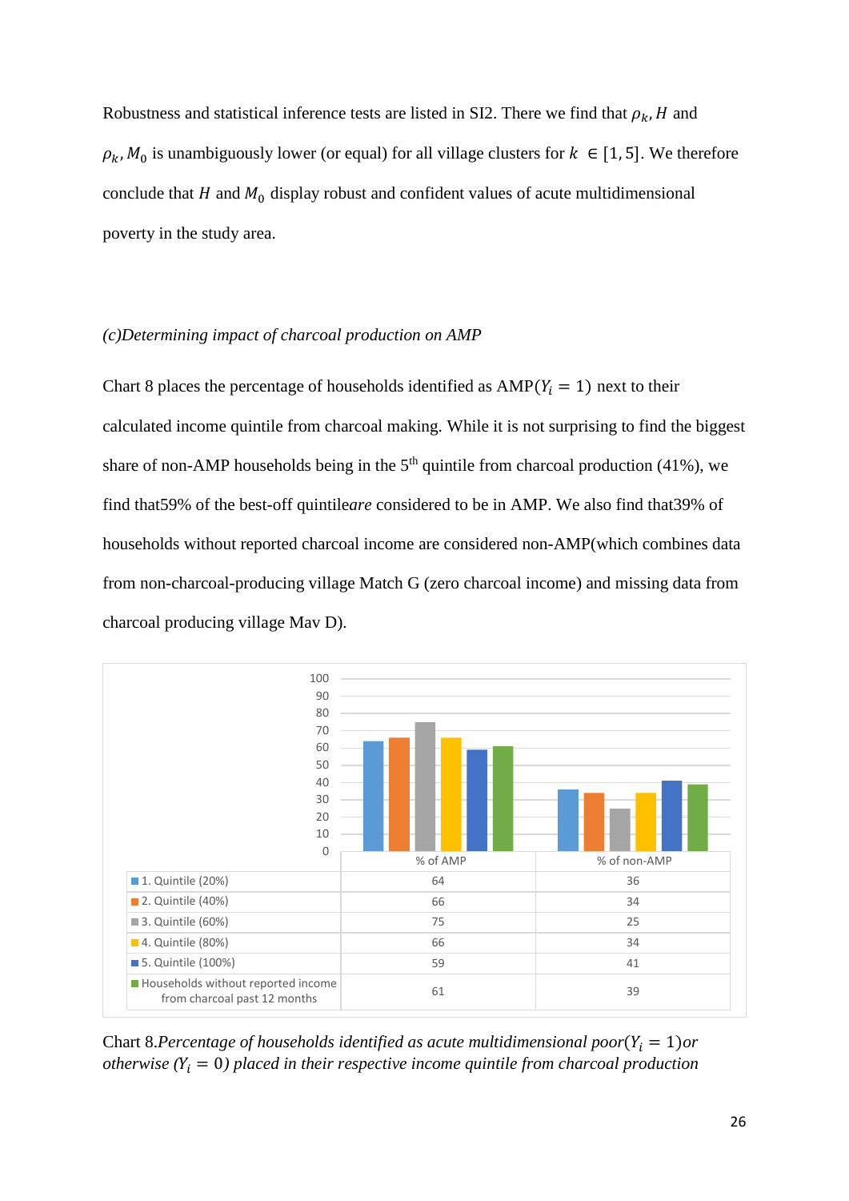Robustness and statistical inference tests are listed in SI2. There we find that $\rho_k, H$ and $\rho_k, M_0$ is unambiguously lower (or equal) for all village clusters for $k \in [1, 5]$. We therefore conclude that $H$ and $M_0$ display robust and confident values of acute multidimensional poverty in the study area.

*(c)Determining impact of charcoal production on AMP*

Chart 8 places the percentage of households identified as AMP($Y_i = 1$) next to their calculated income quintile from charcoal making. While it is not surprising to find the biggest share of non-AMP households being in the 5[th] quintile from charcoal production (41%), we find that59% of the best-off quintile*are* considered to be in AMP. We also find that39% of households without reported charcoal income are considered non-AMP(which combines data from non-charcoal-producing village Match G (zero charcoal income) and missing data from charcoal producing village Mav D).

| | % of AMP | % of non-AMP |
|---|---|---|
| 1. Quintile (20%) | 64 | 36 |
| 2. Quintile (40%) | 66 | 34 |
| 3. Quintile (60%) | 75 | 25 |
| 4. Quintile (80%) | 66 | 34 |
| 5. Quintile (100%) | 59 | 41 |
| Households without reported income from charcoal past 12 months | 61 | 39 |

Chart 8.*Percentage of households identified as acute multidimensional poor*($Y_i = 1$)*or otherwise* ($Y_i = 0$) *placed in their respective income quintile from charcoal production*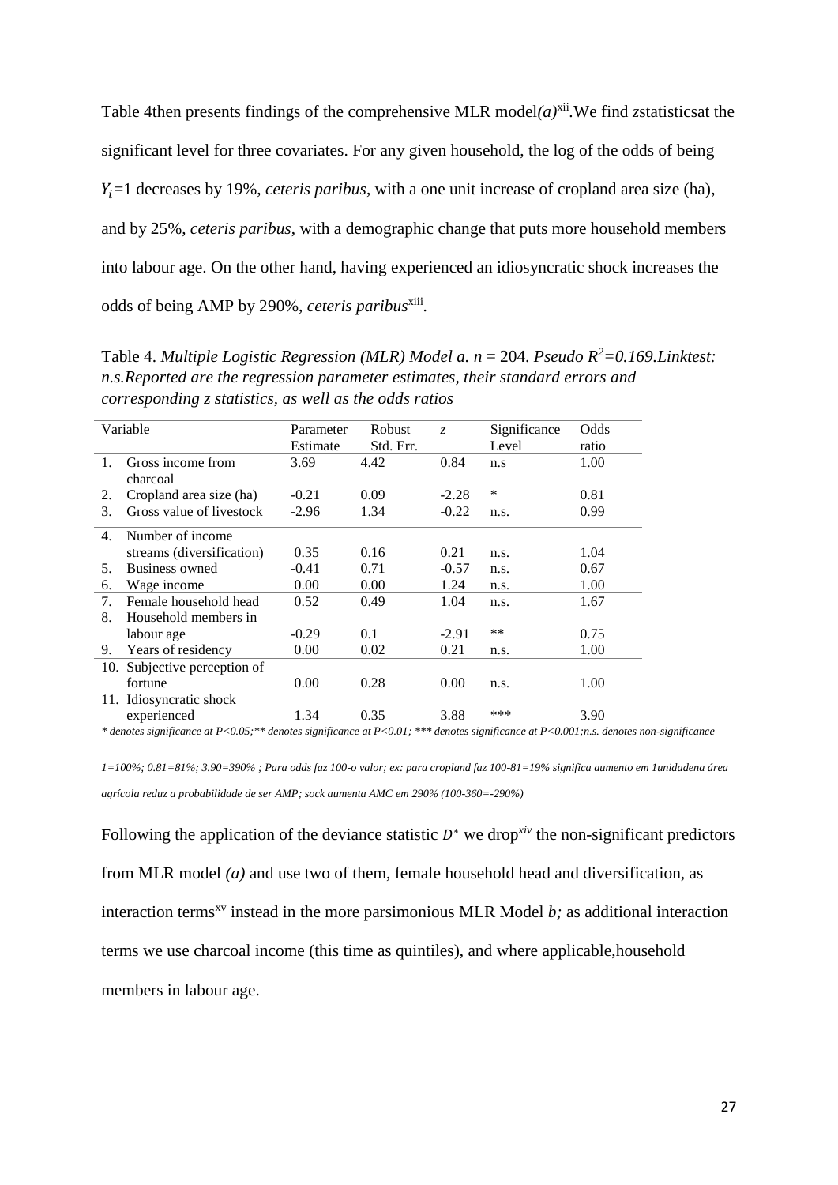Table 4then presents findings of the comprehensive MLR model*(a)*[xii].We find *z*statisticsat the significant level for three covariates. For any given household, the log of the odds of being $Y_i$=1 decreases by 19%, *ceteris paribus*, with a one unit increase of cropland area size (ha), and by 25%, *ceteris paribus*, with a demographic change that puts more household members into labour age. On the other hand, having experienced an idiosyncratic shock increases the odds of being AMP by 290%, *ceteris paribus*[xiii].

Table 4. *Multiple Logistic Regression (MLR) Model a. n* = 204. *Pseudo $R^2$=0.169.Linktest: n.s.Reported are the regression parameter estimates, their standard errors and corresponding z statistics, as well as the odds ratios*

| Variable | Parameter Estimate | Robust Std. Err. | *z* | Significance Level | Odds ratio |
|---|---|---|---|---|---|
| 1. Gross income from charcoal | 3.69 | 4.42 | 0.84 | n.s | 1.00 |
| 2. Cropland area size (ha) | -0.21 | 0.09 | -2.28 | * | 0.81 |
| 3. Gross value of livestock | -2.96 | 1.34 | -0.22 | n.s. | 0.99 |
| 4. Number of income streams (diversification) | 0.35 | 0.16 | 0.21 | n.s. | 1.04 |
| 5. Business owned | -0.41 | 0.71 | -0.57 | n.s. | 0.67 |
| 6. Wage income | 0.00 | 0.00 | 1.24 | n.s. | 1.00 |
| 7. Female household head | 0.52 | 0.49 | 1.04 | n.s. | 1.67 |
| 8. Household members in labour age | -0.29 | 0.1 | -2.91 | ** | 0.75 |
| 9. Years of residency | 0.00 | 0.02 | 0.21 | n.s. | 1.00 |
| 10. Subjective perception of fortune | 0.00 | 0.28 | 0.00 | n.s. | 1.00 |
| 11. Idiosyncratic shock experienced | 1.34 | 0.35 | 3.88 | *** | 3.90 |

*\* denotes significance at P<0.05;\*\* denotes significance at P<0.01; \*\*\* denotes significance at P<0.001;n.s. denotes non-significance*

*1=100%; 0.81=81%; 3.90=390% ; Para odds faz 100-o valor; ex: para cropland faz 100-81=19% significa aumento em 1unidadena área agrícola reduz a probabilidade de ser AMP; sock aumenta AMC em 290% (100-360=-290%)*

Following the application of the deviance statistic $D^*$ we drop[xiv] the non-significant predictors from MLR model *(a)* and use two of them, female household head and diversification, as interaction terms[xv] instead in the more parsimonious MLR Model *b;* as additional interaction terms we use charcoal income (this time as quintiles), and where applicable,household members in labour age.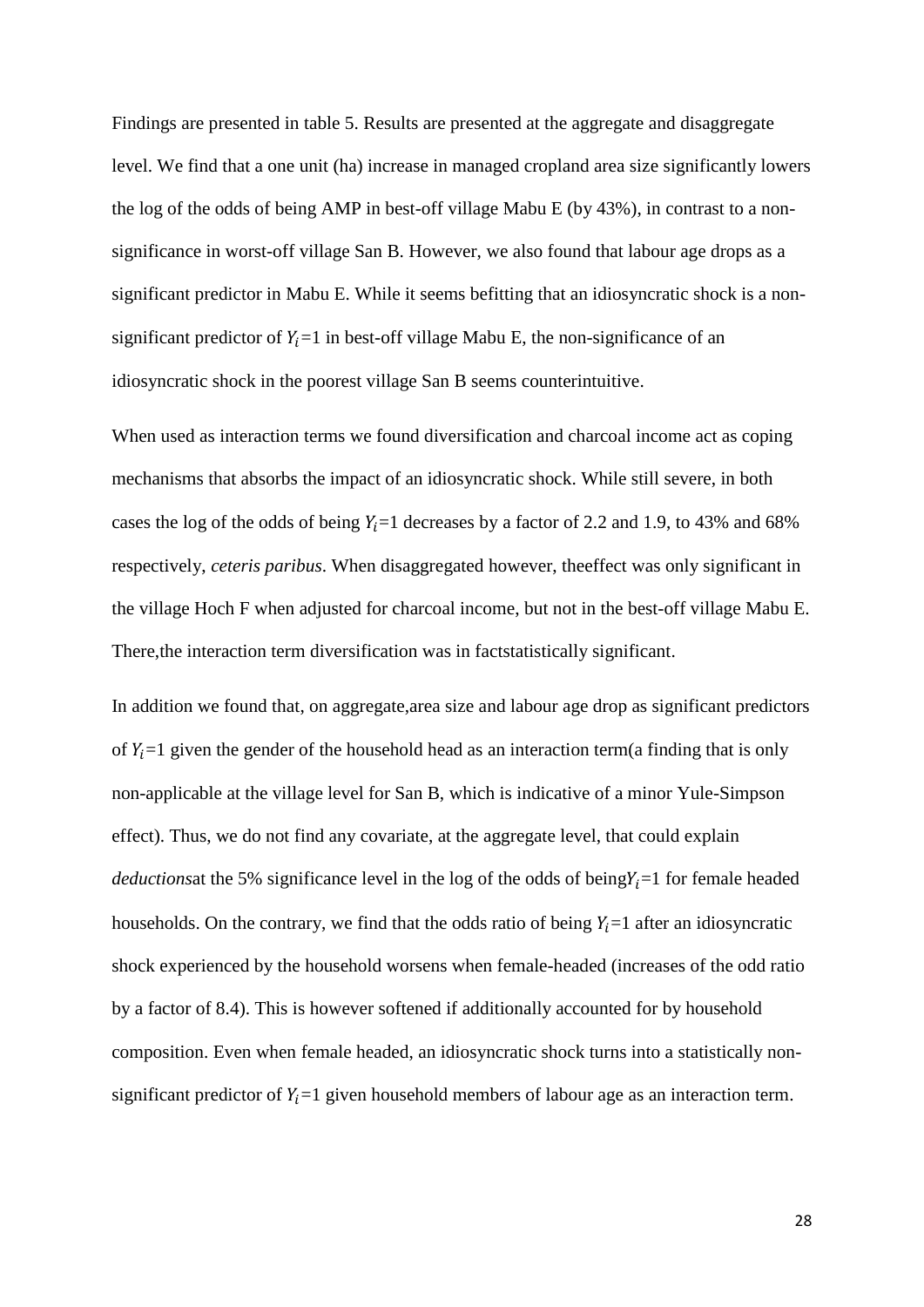Findings are presented in table 5. Results are presented at the aggregate and disaggregate level. We find that a one unit (ha) increase in managed cropland area size significantly lowers the log of the odds of being AMP in best-off village Mabu E (by 43%), in contrast to a non-significance in worst-off village San B. However, we also found that labour age drops as a significant predictor in Mabu E. While it seems befitting that an idiosyncratic shock is a non-significant predictor of $Y_i$=1 in best-off village Mabu E, the non-significance of an idiosyncratic shock in the poorest village San B seems counterintuitive.

When used as interaction terms we found diversification and charcoal income act as coping mechanisms that absorbs the impact of an idiosyncratic shock. While still severe, in both cases the log of the odds of being $Y_i$=1 decreases by a factor of 2.2 and 1.9, to 43% and 68% respectively, *ceteris paribus*. When disaggregated however, theeffect was only significant in the village Hoch F when adjusted for charcoal income, but not in the best-off village Mabu E. There,the interaction term diversification was in factstatistically significant.

In addition we found that, on aggregate,area size and labour age drop as significant predictors of $Y_i$=1 given the gender of the household head as an interaction term(a finding that is only non-applicable at the village level for San B, which is indicative of a minor Yule-Simpson effect). Thus, we do not find any covariate, at the aggregate level, that could explain *deductions*at the 5% significance level in the log of the odds of being$Y_i$=1 for female headed households. On the contrary, we find that the odds ratio of being $Y_i$=1 after an idiosyncratic shock experienced by the household worsens when female-headed (increases of the odd ratio by a factor of 8.4). This is however softened if additionally accounted for by household composition. Even when female headed, an idiosyncratic shock turns into a statistically non-significant predictor of $Y_i$=1 given household members of labour age as an interaction term.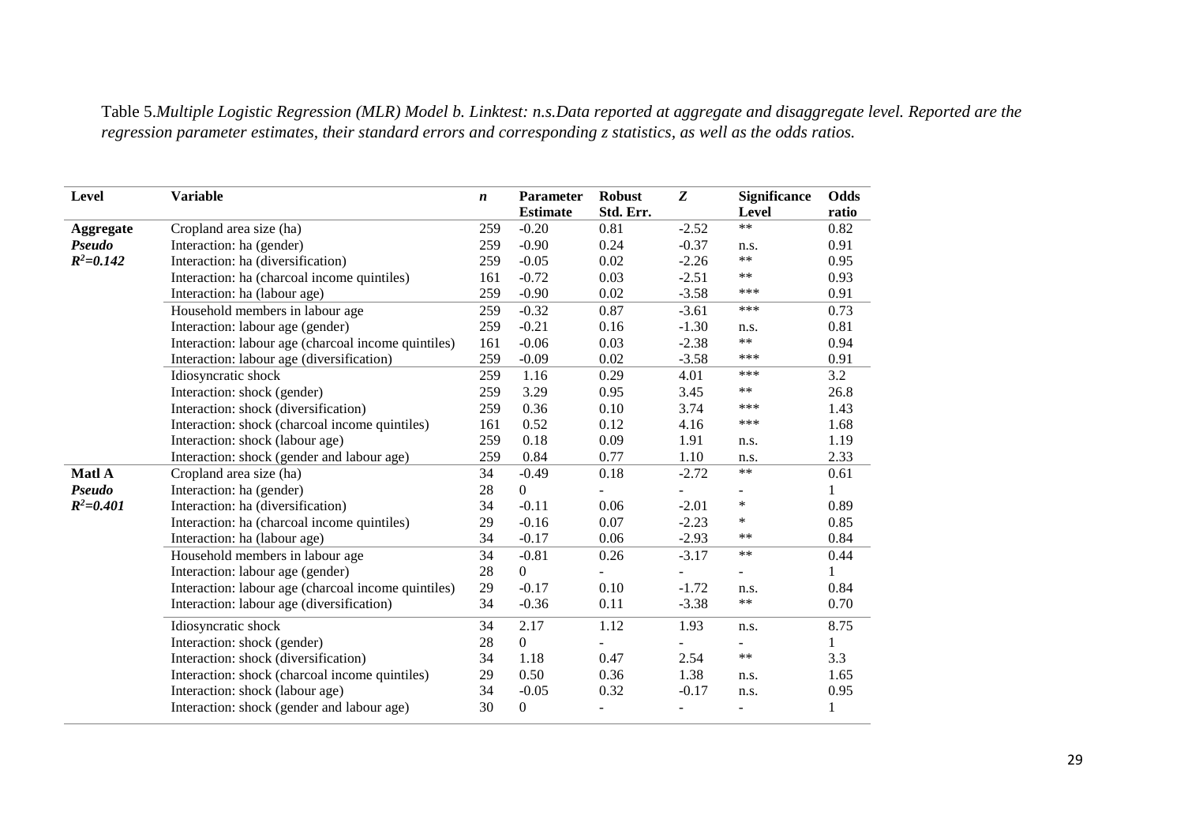Table 5.*Multiple Logistic Regression (MLR) Model b. Linktest: n.s.Data reported at aggregate and disaggregate level. Reported are the regression parameter estimates, their standard errors and corresponding z statistics, as well as the odds ratios.*

| **Level** | **Variable** | ***n*** | **Parameter Estimate** | **Robust Std. Err.** | ***Z*** | **Significance Level** | **Odds ratio** |
|---|---|---|---|---|---|---|---|
| **Aggregate** | Cropland area size (ha) | 259 | -0.20 | 0.81 | -2.52 | ** | 0.82 |
| ***Pseudo*** | Interaction: ha (gender) | 259 | -0.90 | 0.24 | -0.37 | n.s. | 0.91 |
| ***$R^2$=0.142*** | Interaction: ha (diversification) | 259 | -0.05 | 0.02 | -2.26 | ** | 0.95 |
| | Interaction: ha (charcoal income quintiles) | 161 | -0.72 | 0.03 | -2.51 | ** | 0.93 |
| | Interaction: ha (labour age) | 259 | -0.90 | 0.02 | -3.58 | *** | 0.91 |
| | Household members in labour age | 259 | -0.32 | 0.87 | -3.61 | *** | 0.73 |
| | Interaction: labour age (gender) | 259 | -0.21 | 0.16 | -1.30 | n.s. | 0.81 |
| | Interaction: labour age (charcoal income quintiles) | 161 | -0.06 | 0.03 | -2.38 | ** | 0.94 |
| | Interaction: labour age (diversification) | 259 | -0.09 | 0.02 | -3.58 | *** | 0.91 |
| | Idiosyncratic shock | 259 | 1.16 | 0.29 | 4.01 | *** | 3.2 |
| | Interaction: shock (gender) | 259 | 3.29 | 0.95 | 3.45 | ** | 26.8 |
| | Interaction: shock (diversification) | 259 | 0.36 | 0.10 | 3.74 | *** | 1.43 |
| | Interaction: shock (charcoal income quintiles) | 161 | 0.52 | 0.12 | 4.16 | *** | 1.68 |
| | Interaction: shock (labour age) | 259 | 0.18 | 0.09 | 1.91 | n.s. | 1.19 |
| | Interaction: shock (gender and labour age) | 259 | 0.84 | 0.77 | 1.10 | n.s. | 2.33 |
| **Matl A** | Cropland area size (ha) | 34 | -0.49 | 0.18 | -2.72 | ** | 0.61 |
| ***Pseudo*** | Interaction: ha (gender) | 28 | 0 | - | - | - | 1 |
| ***$R^2$=0.401*** | Interaction: ha (diversification) | 34 | -0.11 | 0.06 | -2.01 | * | 0.89 |
| | Interaction: ha (charcoal income quintiles) | 29 | -0.16 | 0.07 | -2.23 | * | 0.85 |
| | Interaction: ha (labour age) | 34 | -0.17 | 0.06 | -2.93 | ** | 0.84 |
| | Household members in labour age | 34 | -0.81 | 0.26 | -3.17 | ** | 0.44 |
| | Interaction: labour age (gender) | 28 | 0 | - | - | - | 1 |
| | Interaction: labour age (charcoal income quintiles) | 29 | -0.17 | 0.10 | -1.72 | n.s. | 0.84 |
| | Interaction: labour age (diversification) | 34 | -0.36 | 0.11 | -3.38 | ** | 0.70 |
| | Idiosyncratic shock | 34 | 2.17 | 1.12 | 1.93 | n.s. | 8.75 |
| | Interaction: shock (gender) | 28 | 0 | - | - | - | 1 |
| | Interaction: shock (diversification) | 34 | 1.18 | 0.47 | 2.54 | ** | 3.3 |
| | Interaction: shock (charcoal income quintiles) | 29 | 0.50 | 0.36 | 1.38 | n.s. | 1.65 |
| | Interaction: shock (labour age) | 34 | -0.05 | 0.32 | -0.17 | n.s. | 0.95 |
| | Interaction: shock (gender and labour age) | 30 | 0 | - | - | - | 1 |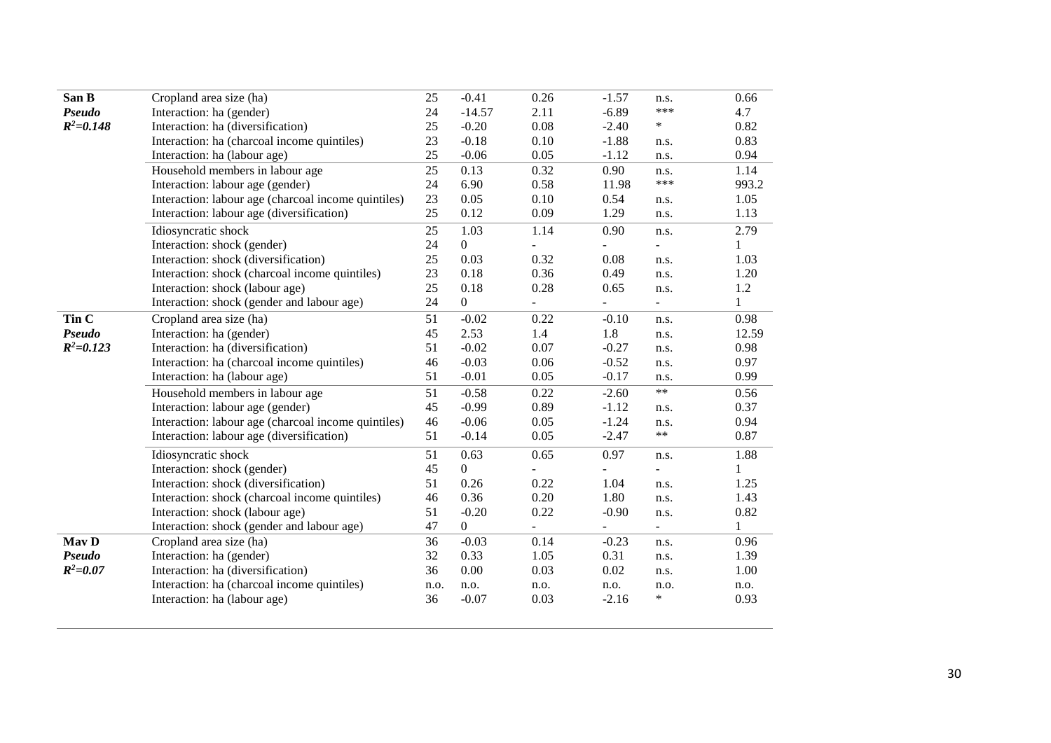| | | | | | | | |
|---|---|---|---|---|---|---|---|
| **San B** | Cropland area size (ha) | 25 | -0.41 | 0.26 | -1.57 | n.s. | 0.66 |
| ***Pseudo*** | Interaction: ha (gender) | 24 | -14.57 | 2.11 | -6.89 | *** | 4.7 |
| ***$R^2$=0.148*** | Interaction: ha (diversification) | 25 | -0.20 | 0.08 | -2.40 | * | 0.82 |
| | Interaction: ha (charcoal income quintiles) | 23 | -0.18 | 0.10 | -1.88 | n.s. | 0.83 |
| | Interaction: ha (labour age) | 25 | -0.06 | 0.05 | -1.12 | n.s. | 0.94 |
| | Household members in labour age | 25 | 0.13 | 0.32 | 0.90 | n.s. | 1.14 |
| | Interaction: labour age (gender) | 24 | 6.90 | 0.58 | 11.98 | *** | 993.2 |
| | Interaction: labour age (charcoal income quintiles) | 23 | 0.05 | 0.10 | 0.54 | n.s. | 1.05 |
| | Interaction: labour age (diversification) | 25 | 0.12 | 0.09 | 1.29 | n.s. | 1.13 |
| | Idiosyncratic shock | 25 | 1.03 | 1.14 | 0.90 | n.s. | 2.79 |
| | Interaction: shock (gender) | 24 | 0 | - | - | - | 1 |
| | Interaction: shock (diversification) | 25 | 0.03 | 0.32 | 0.08 | n.s. | 1.03 |
| | Interaction: shock (charcoal income quintiles) | 23 | 0.18 | 0.36 | 0.49 | n.s. | 1.20 |
| | Interaction: shock (labour age) | 25 | 0.18 | 0.28 | 0.65 | n.s. | 1.2 |
| | Interaction: shock (gender and labour age) | 24 | 0 | - | - | - | 1 |
| **Tin C** | Cropland area size (ha) | 51 | -0.02 | 0.22 | -0.10 | n.s. | 0.98 |
| ***Pseudo*** | Interaction: ha (gender) | 45 | 2.53 | 1.4 | 1.8 | n.s. | 12.59 |
| ***$R^2$=0.123*** | Interaction: ha (diversification) | 51 | -0.02 | 0.07 | -0.27 | n.s. | 0.98 |
| | Interaction: ha (charcoal income quintiles) | 46 | -0.03 | 0.06 | -0.52 | n.s. | 0.97 |
| | Interaction: ha (labour age) | 51 | -0.01 | 0.05 | -0.17 | n.s. | 0.99 |
| | Household members in labour age | 51 | -0.58 | 0.22 | -2.60 | ** | 0.56 |
| | Interaction: labour age (gender) | 45 | -0.99 | 0.89 | -1.12 | n.s. | 0.37 |
| | Interaction: labour age (charcoal income quintiles) | 46 | -0.06 | 0.05 | -1.24 | n.s. | 0.94 |
| | Interaction: labour age (diversification) | 51 | -0.14 | 0.05 | -2.47 | ** | 0.87 |
| | Idiosyncratic shock | 51 | 0.63 | 0.65 | 0.97 | n.s. | 1.88 |
| | Interaction: shock (gender) | 45 | 0 | - | - | - | 1 |
| | Interaction: shock (diversification) | 51 | 0.26 | 0.22 | 1.04 | n.s. | 1.25 |
| | Interaction: shock (charcoal income quintiles) | 46 | 0.36 | 0.20 | 1.80 | n.s. | 1.43 |
| | Interaction: shock (labour age) | 51 | -0.20 | 0.22 | -0.90 | n.s. | 0.82 |
| | Interaction: shock (gender and labour age) | 47 | 0 | - | - | - | 1 |
| **Mav D** | Cropland area size (ha) | 36 | -0.03 | 0.14 | -0.23 | n.s. | 0.96 |
| ***Pseudo*** | Interaction: ha (gender) | 32 | 0.33 | 1.05 | 0.31 | n.s. | 1.39 |
| ***$R^2$=0.07*** | Interaction: ha (diversification) | 36 | 0.00 | 0.03 | 0.02 | n.s. | 1.00 |
| | Interaction: ha (charcoal income quintiles) | n.o. | n.o. | n.o. | n.o. | n.o. | n.o. |
| | Interaction: ha (labour age) | 36 | -0.07 | 0.03 | -2.16 | * | 0.93 |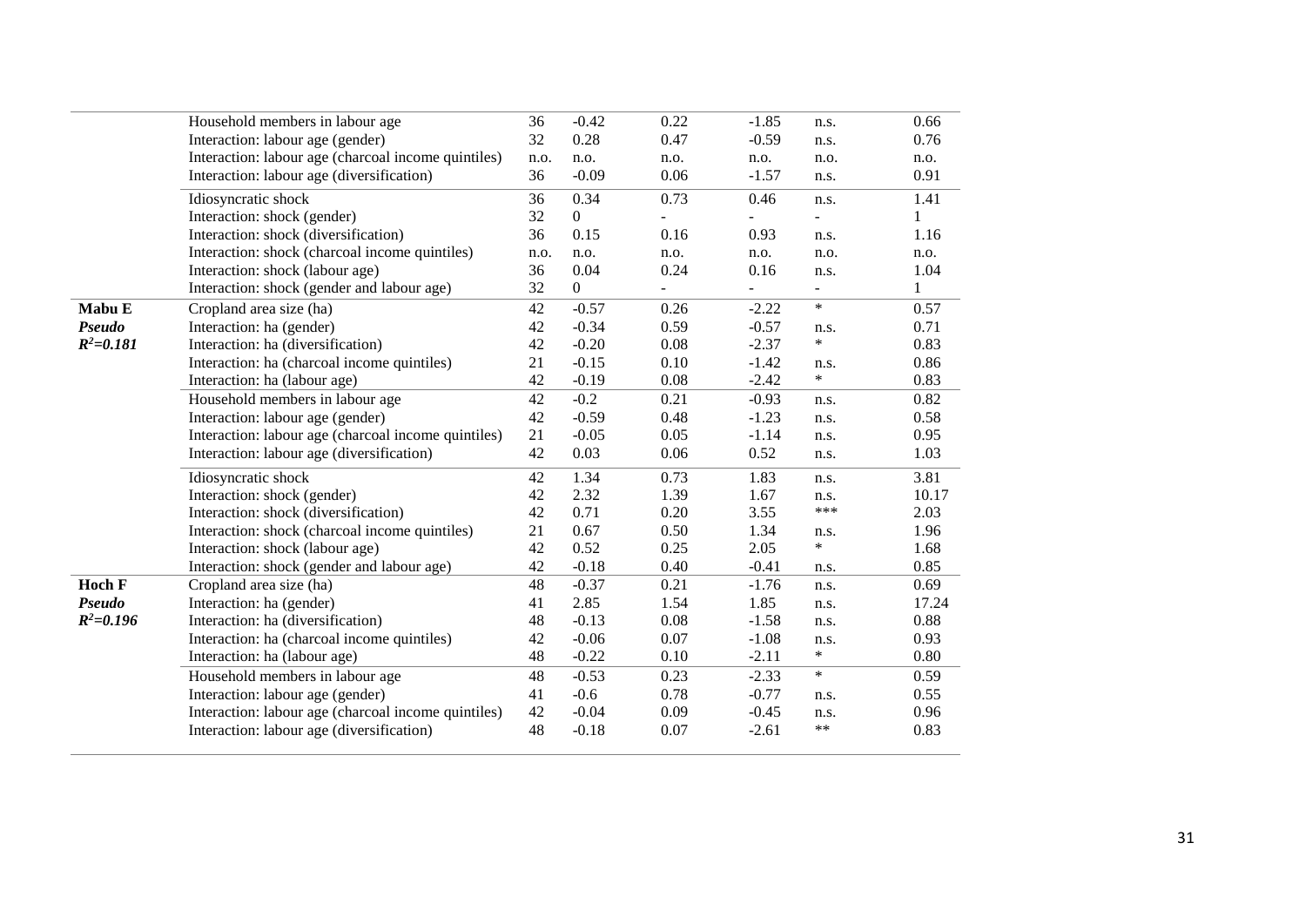| | | | | | | | |
|---|---|---|---|---|---|---|---|
| | Household members in labour age | 36 | -0.42 | 0.22 | -1.85 | n.s. | 0.66 |
| | Interaction: labour age (gender) | 32 | 0.28 | 0.47 | -0.59 | n.s. | 0.76 |
| | Interaction: labour age (charcoal income quintiles) | n.o. | n.o. | n.o. | n.o. | n.o. | n.o. |
| | Interaction: labour age (diversification) | 36 | -0.09 | 0.06 | -1.57 | n.s. | 0.91 |
| | Idiosyncratic shock | 36 | 0.34 | 0.73 | 0.46 | n.s. | 1.41 |
| | Interaction: shock (gender) | 32 | 0 | - | - | - | 1 |
| | Interaction: shock (diversification) | 36 | 0.15 | 0.16 | 0.93 | n.s. | 1.16 |
| | Interaction: shock (charcoal income quintiles) | n.o. | n.o. | n.o. | n.o. | n.o. | n.o. |
| | Interaction: shock (labour age) | 36 | 0.04 | 0.24 | 0.16 | n.s. | 1.04 |
| | Interaction: shock (gender and labour age) | 32 | 0 | - | - | - | 1 |
| **Mabu E** | Cropland area size (ha) | 42 | -0.57 | 0.26 | -2.22 | * | 0.57 |
| ***Pseudo*** | Interaction: ha (gender) | 42 | -0.34 | 0.59 | -0.57 | n.s. | 0.71 |
| ***$R^2$=0.181*** | Interaction: ha (diversification) | 42 | -0.20 | 0.08 | -2.37 | * | 0.83 |
| | Interaction: ha (charcoal income quintiles) | 21 | -0.15 | 0.10 | -1.42 | n.s. | 0.86 |
| | Interaction: ha (labour age) | 42 | -0.19 | 0.08 | -2.42 | * | 0.83 |
| | Household members in labour age | 42 | -0.2 | 0.21 | -0.93 | n.s. | 0.82 |
| | Interaction: labour age (gender) | 42 | -0.59 | 0.48 | -1.23 | n.s. | 0.58 |
| | Interaction: labour age (charcoal income quintiles) | 21 | -0.05 | 0.05 | -1.14 | n.s. | 0.95 |
| | Interaction: labour age (diversification) | 42 | 0.03 | 0.06 | 0.52 | n.s. | 1.03 |
| | Idiosyncratic shock | 42 | 1.34 | 0.73 | 1.83 | n.s. | 3.81 |
| | Interaction: shock (gender) | 42 | 2.32 | 1.39 | 1.67 | n.s. | 10.17 |
| | Interaction: shock (diversification) | 42 | 0.71 | 0.20 | 3.55 | *** | 2.03 |
| | Interaction: shock (charcoal income quintiles) | 21 | 0.67 | 0.50 | 1.34 | n.s. | 1.96 |
| | Interaction: shock (labour age) | 42 | 0.52 | 0.25 | 2.05 | * | 1.68 |
| | Interaction: shock (gender and labour age) | 42 | -0.18 | 0.40 | -0.41 | n.s. | 0.85 |
| **Hoch F** | Cropland area size (ha) | 48 | -0.37 | 0.21 | -1.76 | n.s. | 0.69 |
| ***Pseudo*** | Interaction: ha (gender) | 41 | 2.85 | 1.54 | 1.85 | n.s. | 17.24 |
| ***$R^2$=0.196*** | Interaction: ha (diversification) | 48 | -0.13 | 0.08 | -1.58 | n.s. | 0.88 |
| | Interaction: ha (charcoal income quintiles) | 42 | -0.06 | 0.07 | -1.08 | n.s. | 0.93 |
| | Interaction: ha (labour age) | 48 | -0.22 | 0.10 | -2.11 | * | 0.80 |
| | Household members in labour age | 48 | -0.53 | 0.23 | -2.33 | * | 0.59 |
| | Interaction: labour age (gender) | 41 | -0.6 | 0.78 | -0.77 | n.s. | 0.55 |
| | Interaction: labour age (charcoal income quintiles) | 42 | -0.04 | 0.09 | -0.45 | n.s. | 0.96 |
| | Interaction: labour age (diversification) | 48 | -0.18 | 0.07 | -2.61 | ** | 0.83 |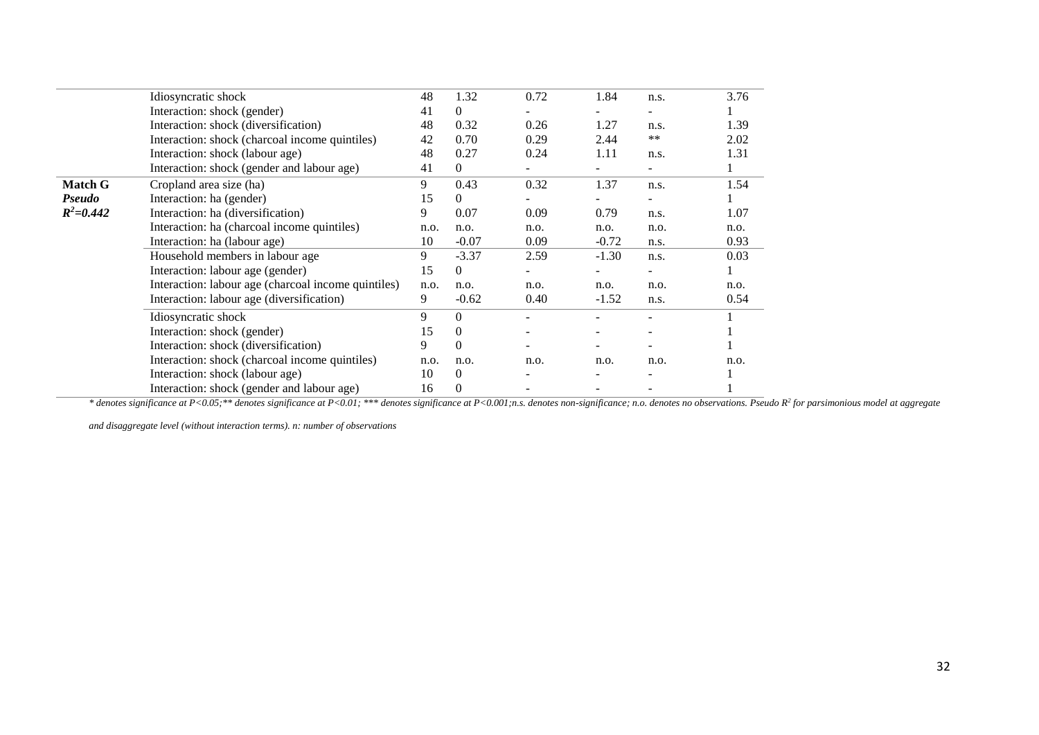| | | | | | | | |
|---|---|---|---|---|---|---|---|
| | Idiosyncratic shock | 48 | 1.32 | 0.72 | 1.84 | n.s. | 3.76 |
| | Interaction: shock (gender) | 41 | 0 | - | - | - | 1 |
| | Interaction: shock (diversification) | 48 | 0.32 | 0.26 | 1.27 | n.s. | 1.39 |
| | Interaction: shock (charcoal income quintiles) | 42 | 0.70 | 0.29 | 2.44 | ** | 2.02 |
| | Interaction: shock (labour age) | 48 | 0.27 | 0.24 | 1.11 | n.s. | 1.31 |
| | Interaction: shock (gender and labour age) | 41 | 0 | - | - | - | 1 |
| **Match G** | Cropland area size (ha) | 9 | 0.43 | 0.32 | 1.37 | n.s. | 1.54 |
| ***Pseudo*** | Interaction: ha (gender) | 15 | 0 | - | - | - | 1 |
| ***$R^2$=0.442*** | Interaction: ha (diversification) | 9 | 0.07 | 0.09 | 0.79 | n.s. | 1.07 |
| | Interaction: ha (charcoal income quintiles) | n.o. | n.o. | n.o. | n.o. | n.o. | n.o. |
| | Interaction: ha (labour age) | 10 | -0.07 | 0.09 | -0.72 | n.s. | 0.93 |
| | Household members in labour age | 9 | -3.37 | 2.59 | -1.30 | n.s. | 0.03 |
| | Interaction: labour age (gender) | 15 | 0 | - | - | - | 1 |
| | Interaction: labour age (charcoal income quintiles) | n.o. | n.o. | n.o. | n.o. | n.o. | n.o. |
| | Interaction: labour age (diversification) | 9 | -0.62 | 0.40 | -1.52 | n.s. | 0.54 |
| | Idiosyncratic shock | 9 | 0 | - | - | - | 1 |
| | Interaction: shock (gender) | 15 | 0 | - | - | - | 1 |
| | Interaction: shock (diversification) | 9 | 0 | - | - | - | 1 |
| | Interaction: shock (charcoal income quintiles) | n.o. | n.o. | n.o. | n.o. | n.o. | n.o. |
| | Interaction: shock (labour age) | 10 | 0 | - | - | - | 1 |
| | Interaction: shock (gender and labour age) | 16 | 0 | - | - | - | 1 |

*\* denotes significance at $P<0.05$;\*\* denotes significance at $P<0.01$; \*\*\* denotes significance at $P<0.001$;n.s. denotes non-significance; n.o. denotes no observations. Pseudo $R^2$ for parsimonious model at aggregate and disaggregate level (without interaction terms). n: number of observations*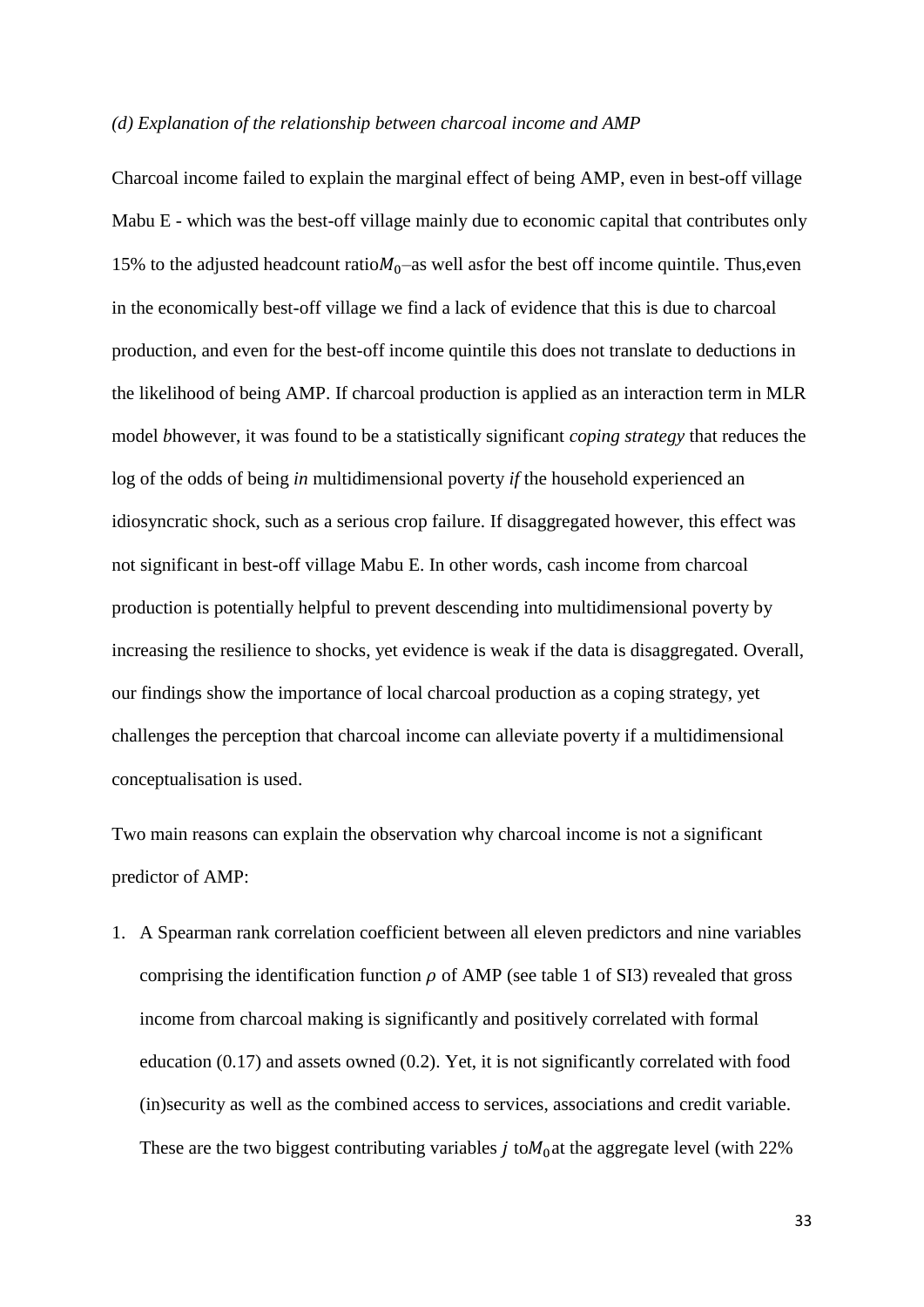*(d) Explanation of the relationship between charcoal income and AMP*

Charcoal income failed to explain the marginal effect of being AMP, even in best-off village Mabu E - which was the best-off village mainly due to economic capital that contributes only 15% to the adjusted headcount ratio $M_0$–as well asfor the best off income quintile. Thus,even in the economically best-off village we find a lack of evidence that this is due to charcoal production, and even for the best-off income quintile this does not translate to deductions in the likelihood of being AMP. If charcoal production is applied as an interaction term in MLR model *b*however, it was found to be a statistically significant *coping strategy* that reduces the log of the odds of being *in* multidimensional poverty *if* the household experienced an idiosyncratic shock, such as a serious crop failure. If disaggregated however, this effect was not significant in best-off village Mabu E. In other words, cash income from charcoal production is potentially helpful to prevent descending into multidimensional poverty by increasing the resilience to shocks, yet evidence is weak if the data is disaggregated. Overall, our findings show the importance of local charcoal production as a coping strategy, yet challenges the perception that charcoal income can alleviate poverty if a multidimensional conceptualisation is used.

Two main reasons can explain the observation why charcoal income is not a significant predictor of AMP:

1. A Spearman rank correlation coefficient between all eleven predictors and nine variables comprising the identification function $\rho$ of AMP (see table 1 of SI3) revealed that gross income from charcoal making is significantly and positively correlated with formal education (0.17) and assets owned (0.2). Yet, it is not significantly correlated with food (in)security as well as the combined access to services, associations and credit variable. These are the two biggest contributing variables $j$ to $M_0$ at the aggregate level (with 22%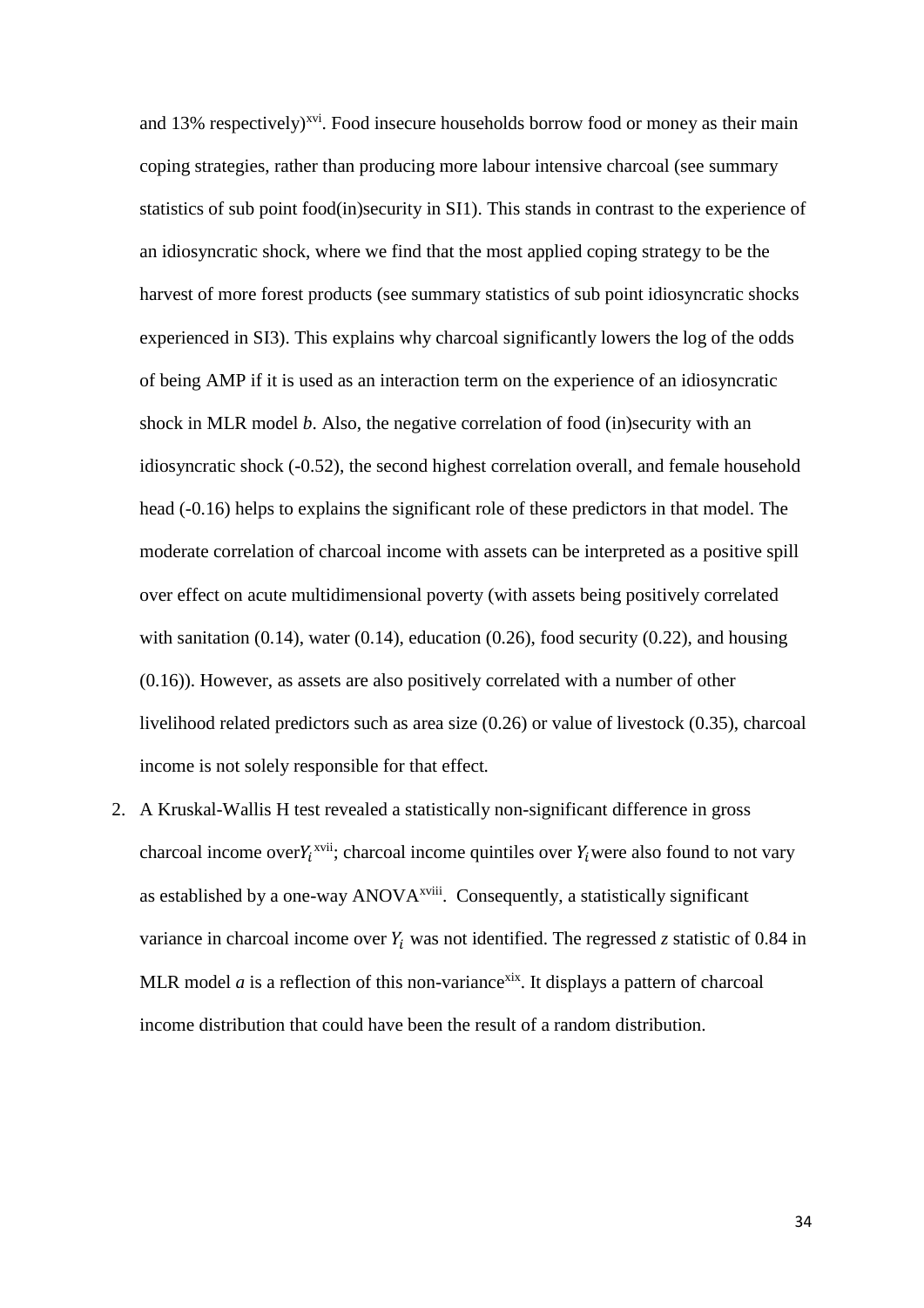and 13% respectively)[xvi]. Food insecure households borrow food or money as their main coping strategies, rather than producing more labour intensive charcoal (see summary statistics of sub point food(in)security in SI1). This stands in contrast to the experience of an idiosyncratic shock, where we find that the most applied coping strategy to be the harvest of more forest products (see summary statistics of sub point idiosyncratic shocks experienced in SI3). This explains why charcoal significantly lowers the log of the odds of being AMP if it is used as an interaction term on the experience of an idiosyncratic shock in MLR model *b*. Also, the negative correlation of food (in)security with an idiosyncratic shock (-0.52), the second highest correlation overall, and female household head (-0.16) helps to explains the significant role of these predictors in that model. The moderate correlation of charcoal income with assets can be interpreted as a positive spill over effect on acute multidimensional poverty (with assets being positively correlated with sanitation (0.14), water (0.14), education (0.26), food security (0.22), and housing (0.16)). However, as assets are also positively correlated with a number of other livelihood related predictors such as area size (0.26) or value of livestock (0.35), charcoal income is not solely responsible for that effect.

2. A Kruskal-Wallis H test revealed a statistically non-significant difference in gross charcoal income over $Y_i$[xvii]; charcoal income quintiles over $Y_i$ were also found to not vary as established by a one-way ANOVA[xviii]. Consequently, a statistically significant variance in charcoal income over $Y_i$ was not identified. The regressed *z* statistic of 0.84 in MLR model *a* is a reflection of this non-variance[xix]. It displays a pattern of charcoal income distribution that could have been the result of a random distribution.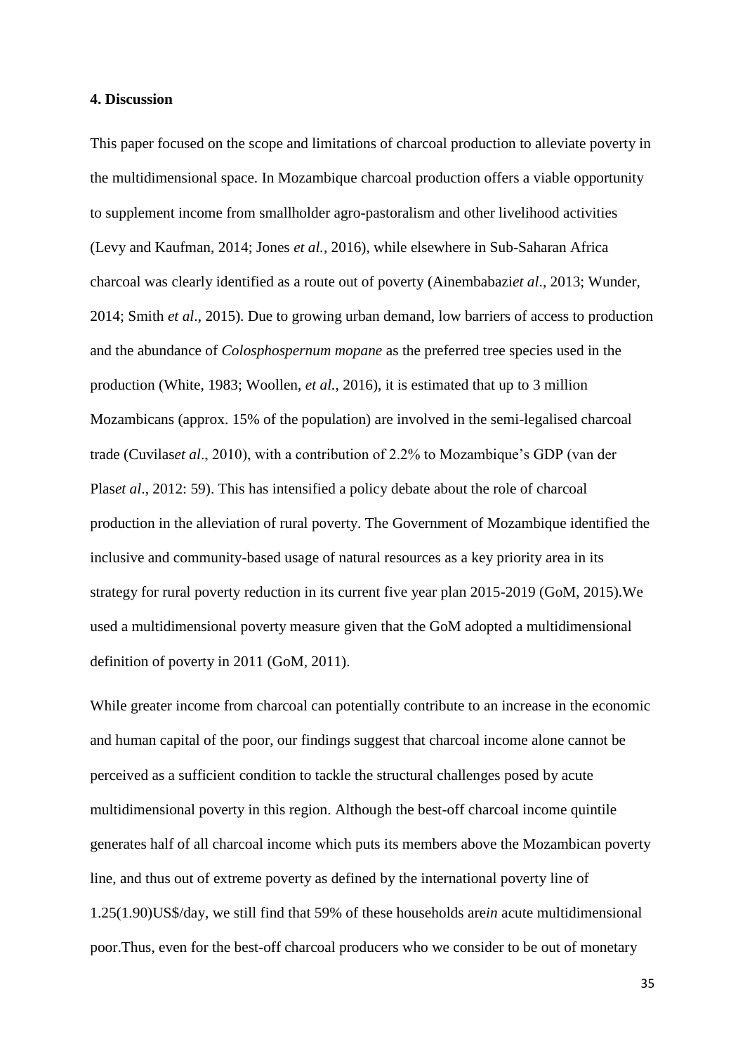#### 4. Discussion

This paper focused on the scope and limitations of charcoal production to alleviate poverty in the multidimensional space. In Mozambique charcoal production offers a viable opportunity to supplement income from smallholder agro-pastoralism and other livelihood activities (Levy and Kaufman, 2014; Jones *et al.*, 2016), while elsewhere in Sub-Saharan Africa charcoal was clearly identified as a route out of poverty (Ainembabazi*et al*., 2013; Wunder, 2014; Smith *et al*., 2015). Due to growing urban demand, low barriers of access to production and the abundance of *Colosphospernum mopane* as the preferred tree species used in the production (White, 1983; Woollen, *et al.*, 2016), it is estimated that up to 3 million Mozambicans (approx. 15% of the population) are involved in the semi-legalised charcoal trade (Cuvilas*et al*., 2010), with a contribution of 2.2% to Mozambique's GDP (van der Plas*et al*., 2012: 59). This has intensified a policy debate about the role of charcoal production in the alleviation of rural poverty. The Government of Mozambique identified the inclusive and community-based usage of natural resources as a key priority area in its strategy for rural poverty reduction in its current five year plan 2015-2019 (GoM, 2015).We used a multidimensional poverty measure given that the GoM adopted a multidimensional definition of poverty in 2011 (GoM, 2011).

While greater income from charcoal can potentially contribute to an increase in the economic and human capital of the poor, our findings suggest that charcoal income alone cannot be perceived as a sufficient condition to tackle the structural challenges posed by acute multidimensional poverty in this region. Although the best-off charcoal income quintile generates half of all charcoal income which puts its members above the Mozambican poverty line, and thus out of extreme poverty as defined by the international poverty line of 1.25(1.90)US$/day, we still find that 59% of these households are*in* acute multidimensional poor.Thus, even for the best-off charcoal producers who we consider to be out of monetary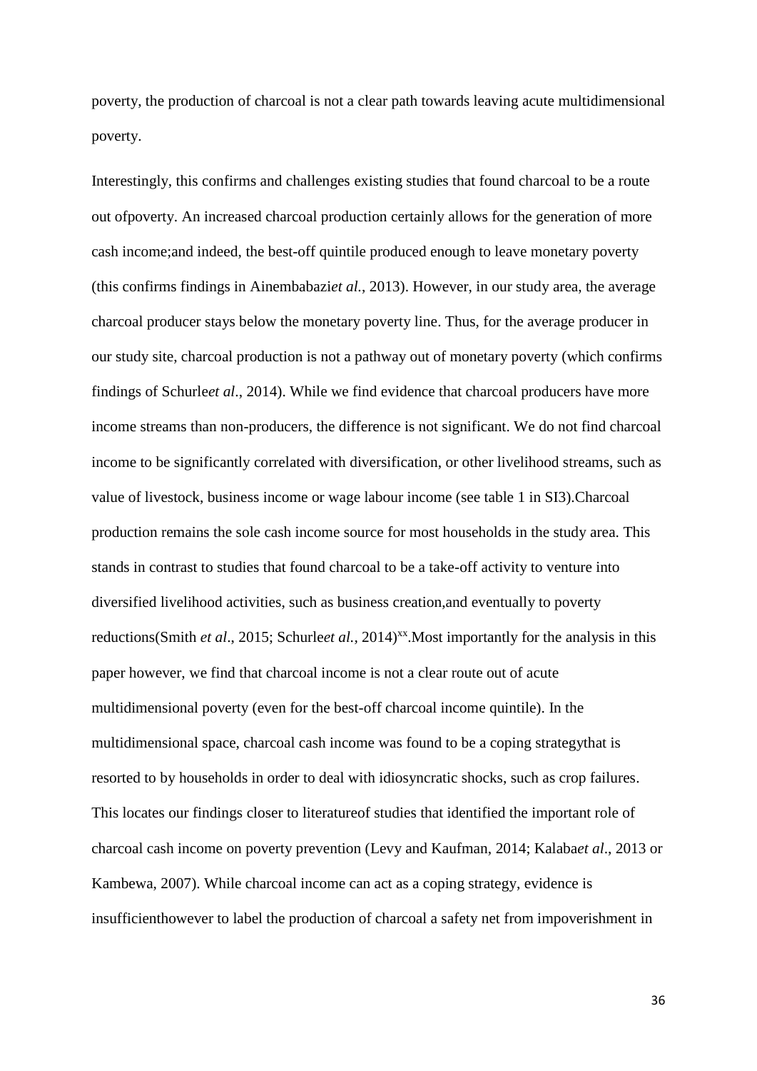poverty, the production of charcoal is not a clear path towards leaving acute multidimensional poverty.

Interestingly, this confirms and challenges existing studies that found charcoal to be a route out ofpoverty. An increased charcoal production certainly allows for the generation of more cash income;and indeed, the best-off quintile produced enough to leave monetary poverty (this confirms findings in Ainembabazi*et al.*, 2013). However, in our study area, the average charcoal producer stays below the monetary poverty line. Thus, for the average producer in our study site, charcoal production is not a pathway out of monetary poverty (which confirms findings of Schurle*et al*., 2014). While we find evidence that charcoal producers have more income streams than non-producers, the difference is not significant. We do not find charcoal income to be significantly correlated with diversification, or other livelihood streams, such as value of livestock, business income or wage labour income (see table 1 in SI3).Charcoal production remains the sole cash income source for most households in the study area. This stands in contrast to studies that found charcoal to be a take-off activity to venture into diversified livelihood activities, such as business creation,and eventually to poverty reductions(Smith *et al*., 2015; Schurle*et al.,* 2014)[xx].Most importantly for the analysis in this paper however, we find that charcoal income is not a clear route out of acute multidimensional poverty (even for the best-off charcoal income quintile). In the multidimensional space, charcoal cash income was found to be a coping strategythat is resorted to by households in order to deal with idiosyncratic shocks, such as crop failures. This locates our findings closer to literatureof studies that identified the important role of charcoal cash income on poverty prevention (Levy and Kaufman, 2014; Kalaba*et al*., 2013 or Kambewa, 2007). While charcoal income can act as a coping strategy, evidence is insufficienthowever to label the production of charcoal a safety net from impoverishment in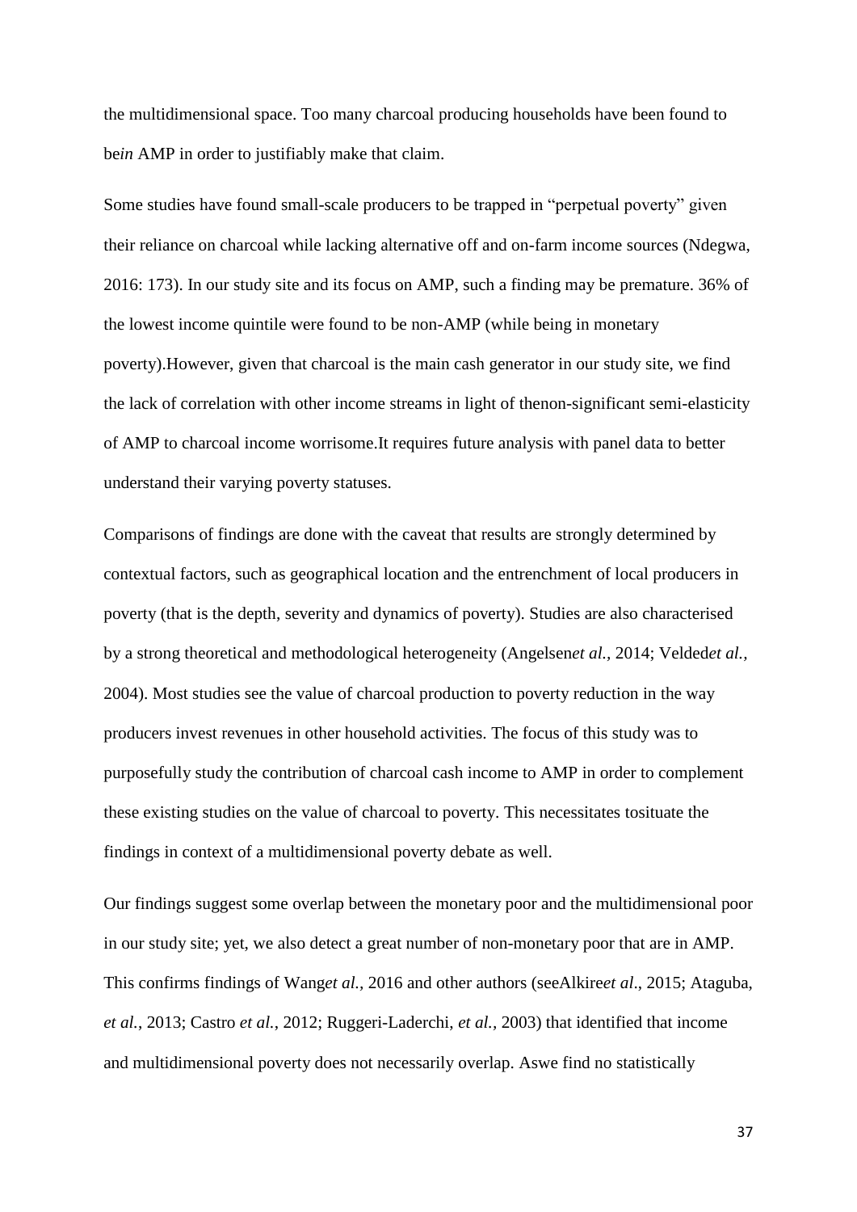the multidimensional space. Too many charcoal producing households have been found to be*in* AMP in order to justifiably make that claim.

Some studies have found small-scale producers to be trapped in "perpetual poverty" given their reliance on charcoal while lacking alternative off and on-farm income sources (Ndegwa, 2016: 173). In our study site and its focus on AMP, such a finding may be premature. 36% of the lowest income quintile were found to be non-AMP (while being in monetary poverty).However, given that charcoal is the main cash generator in our study site, we find the lack of correlation with other income streams in light of thenon-significant semi-elasticity of AMP to charcoal income worrisome.It requires future analysis with panel data to better understand their varying poverty statuses.

Comparisons of findings are done with the caveat that results are strongly determined by contextual factors, such as geographical location and the entrenchment of local producers in poverty (that is the depth, severity and dynamics of poverty). Studies are also characterised by a strong theoretical and methodological heterogeneity (Angelsen*et al.*, 2014; Velded*et al.*, 2004). Most studies see the value of charcoal production to poverty reduction in the way producers invest revenues in other household activities. The focus of this study was to purposefully study the contribution of charcoal cash income to AMP in order to complement these existing studies on the value of charcoal to poverty. This necessitates tosituate the findings in context of a multidimensional poverty debate as well.

Our findings suggest some overlap between the monetary poor and the multidimensional poor in our study site; yet, we also detect a great number of non-monetary poor that are in AMP. This confirms findings of Wang*et al.*, 2016 and other authors (seeAlkire*et al*., 2015; Ataguba, *et al.*, 2013; Castro *et al.*, 2012; Ruggeri-Laderchi, *et al.*, 2003) that identified that income and multidimensional poverty does not necessarily overlap. Aswe find no statistically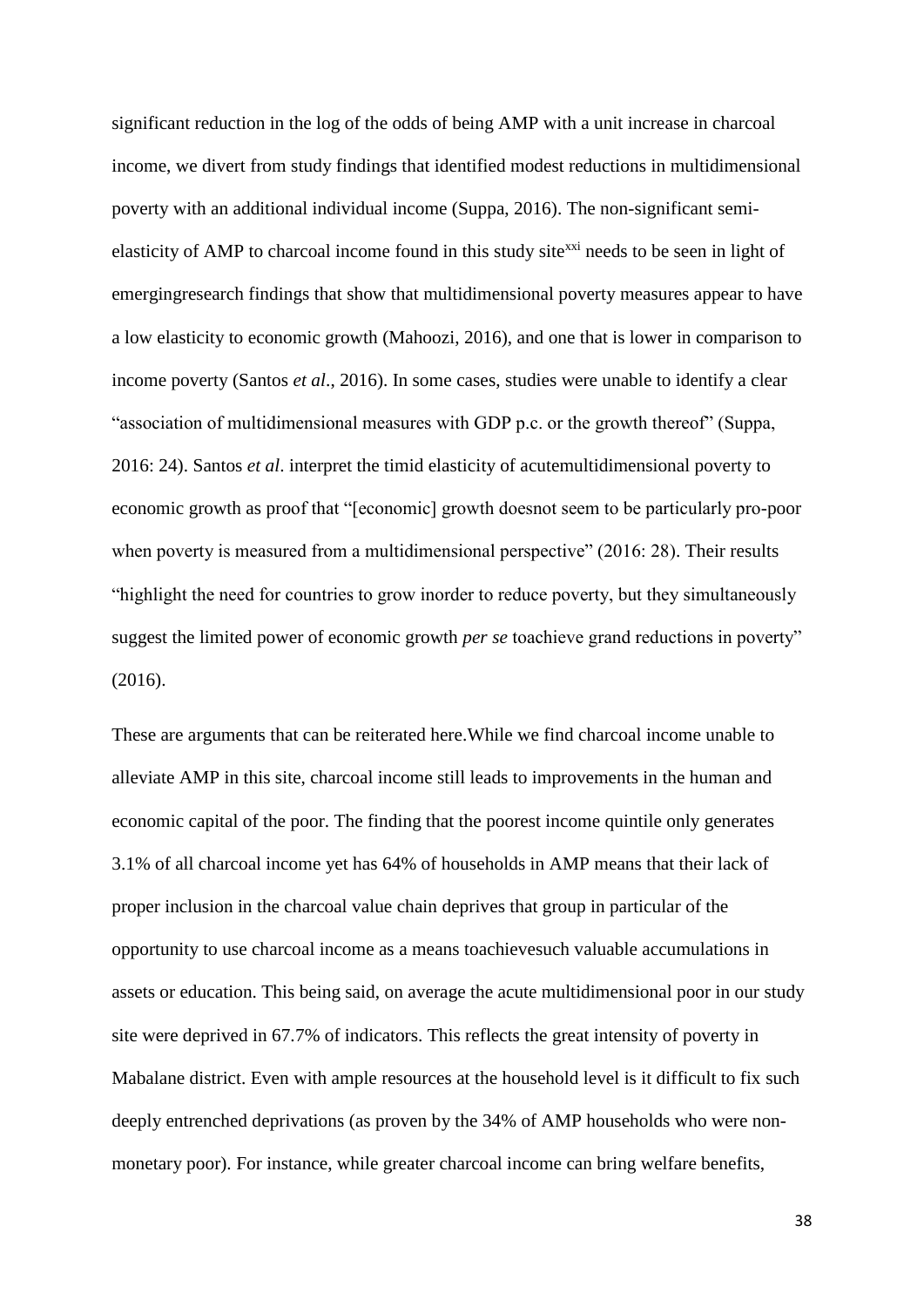significant reduction in the log of the odds of being AMP with a unit increase in charcoal income, we divert from study findings that identified modest reductions in multidimensional poverty with an additional individual income (Suppa, 2016). The non-significant semi-elasticity of AMP to charcoal income found in this study site[xxi] needs to be seen in light of emergingresearch findings that show that multidimensional poverty measures appear to have a low elasticity to economic growth (Mahoozi, 2016), and one that is lower in comparison to income poverty (Santos *et al*., 2016). In some cases, studies were unable to identify a clear "association of multidimensional measures with GDP p.c. or the growth thereof" (Suppa, 2016: 24). Santos *et al*. interpret the timid elasticity of acutemultidimensional poverty to economic growth as proof that "[economic] growth doesnot seem to be particularly pro-poor when poverty is measured from a multidimensional perspective" (2016: 28). Their results "highlight the need for countries to grow inorder to reduce poverty, but they simultaneously suggest the limited power of economic growth *per se* toachieve grand reductions in poverty" (2016).

These are arguments that can be reiterated here.While we find charcoal income unable to alleviate AMP in this site, charcoal income still leads to improvements in the human and economic capital of the poor. The finding that the poorest income quintile only generates 3.1% of all charcoal income yet has 64% of households in AMP means that their lack of proper inclusion in the charcoal value chain deprives that group in particular of the opportunity to use charcoal income as a means toachievesuch valuable accumulations in assets or education. This being said, on average the acute multidimensional poor in our study site were deprived in 67.7% of indicators. This reflects the great intensity of poverty in Mabalane district. Even with ample resources at the household level is it difficult to fix such deeply entrenched deprivations (as proven by the 34% of AMP households who were non-monetary poor). For instance, while greater charcoal income can bring welfare benefits,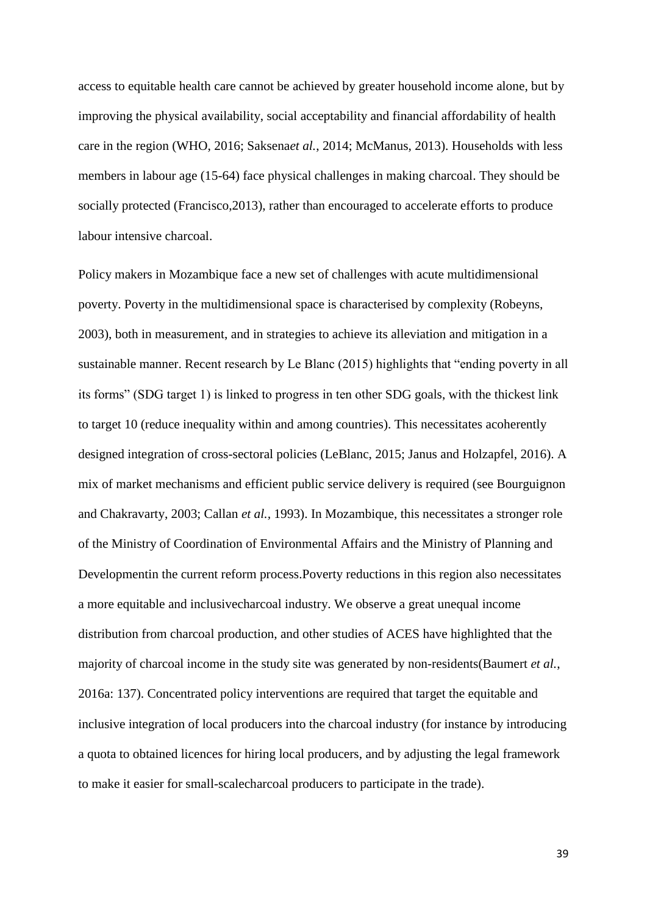access to equitable health care cannot be achieved by greater household income alone, but by improving the physical availability, social acceptability and financial affordability of health care in the region (WHO, 2016; Saksena*et al.*, 2014; McManus, 2013). Households with less members in labour age (15-64) face physical challenges in making charcoal. They should be socially protected (Francisco,2013), rather than encouraged to accelerate efforts to produce labour intensive charcoal.

Policy makers in Mozambique face a new set of challenges with acute multidimensional poverty. Poverty in the multidimensional space is characterised by complexity (Robeyns, 2003), both in measurement, and in strategies to achieve its alleviation and mitigation in a sustainable manner. Recent research by Le Blanc (2015) highlights that "ending poverty in all its forms" (SDG target 1) is linked to progress in ten other SDG goals, with the thickest link to target 10 (reduce inequality within and among countries). This necessitates acoherently designed integration of cross-sectoral policies (LeBlanc, 2015; Janus and Holzapfel, 2016). A mix of market mechanisms and efficient public service delivery is required (see Bourguignon and Chakravarty, 2003; Callan *et al.*, 1993). In Mozambique, this necessitates a stronger role of the Ministry of Coordination of Environmental Affairs and the Ministry of Planning and Developmentin the current reform process.Poverty reductions in this region also necessitates a more equitable and inclusivecharcoal industry. We observe a great unequal income distribution from charcoal production, and other studies of ACES have highlighted that the majority of charcoal income in the study site was generated by non-residents(Baumert *et al.*, 2016a: 137). Concentrated policy interventions are required that target the equitable and inclusive integration of local producers into the charcoal industry (for instance by introducing a quota to obtained licences for hiring local producers, and by adjusting the legal framework to make it easier for small-scalecharcoal producers to participate in the trade).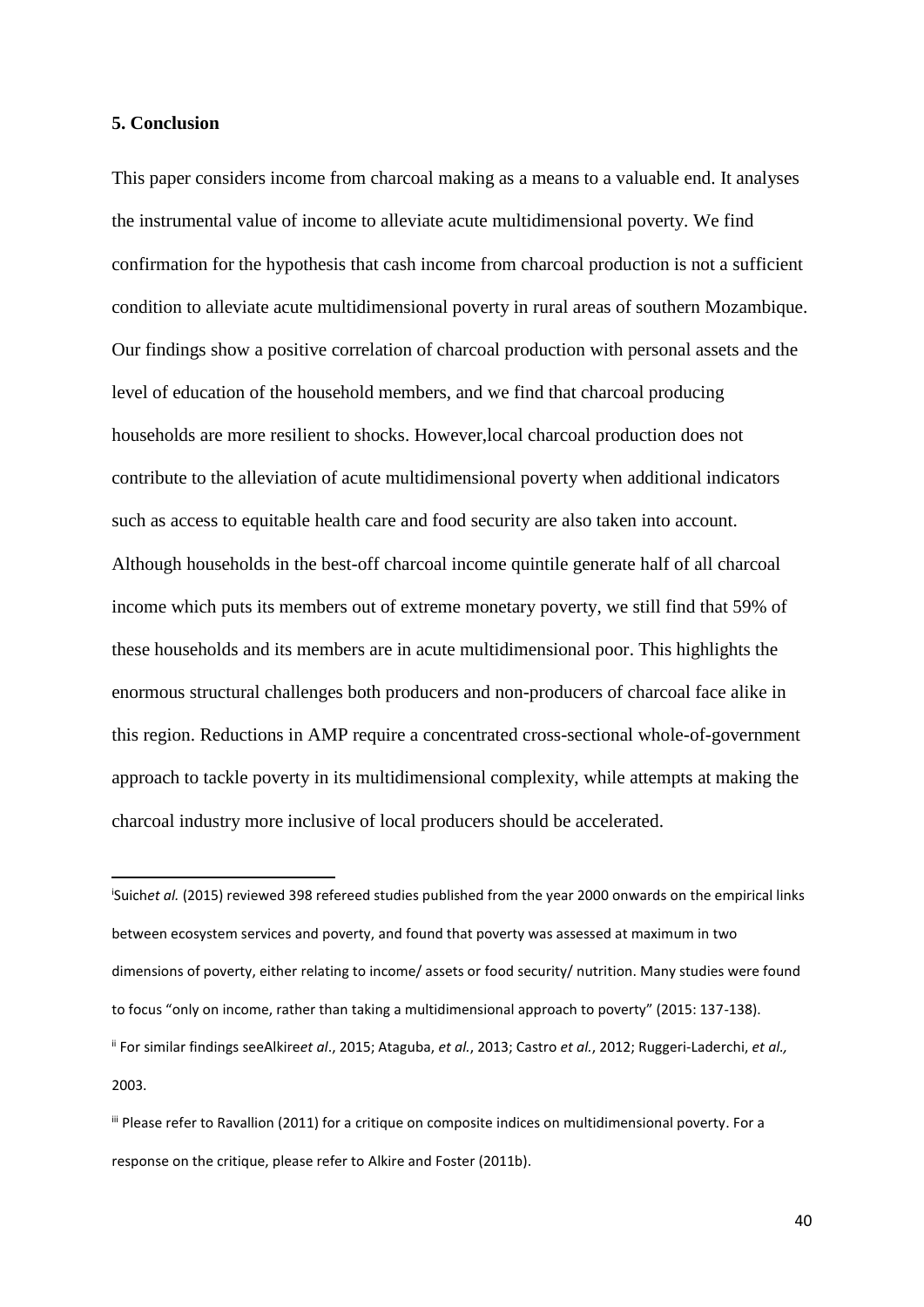### 5. Conclusion

This paper considers income from charcoal making as a means to a valuable end. It analyses the instrumental value of income to alleviate acute multidimensional poverty. We find confirmation for the hypothesis that cash income from charcoal production is not a sufficient condition to alleviate acute multidimensional poverty in rural areas of southern Mozambique. Our findings show a positive correlation of charcoal production with personal assets and the level of education of the household members, and we find that charcoal producing households are more resilient to shocks. However,local charcoal production does not contribute to the alleviation of acute multidimensional poverty when additional indicators such as access to equitable health care and food security are also taken into account. Although households in the best-off charcoal income quintile generate half of all charcoal income which puts its members out of extreme monetary poverty, we still find that 59% of these households and its members are in acute multidimensional poor. This highlights the enormous structural challenges both producers and non-producers of charcoal face alike in this region. Reductions in AMP require a concentrated cross-sectional whole-of-government approach to tackle poverty in its multidimensional complexity, while attempts at making the charcoal industry more inclusive of local producers should be accelerated.

---

[i] Suich*et al.* (2015) reviewed 398 refereed studies published from the year 2000 onwards on the empirical links between ecosystem services and poverty, and found that poverty was assessed at maximum in two dimensions of poverty, either relating to income/ assets or food security/ nutrition. Many studies were found to focus "only on income, rather than taking a multidimensional approach to poverty" (2015: 137-138).

[ii] For similar findings seeAlkire*et al*., 2015; Ataguba, *et al.*, 2013; Castro *et al.*, 2012; Ruggeri-Laderchi, *et al.,* 2003.

[iii] Please refer to Ravallion (2011) for a critique on composite indices on multidimensional poverty. For a response on the critique, please refer to Alkire and Foster (2011b).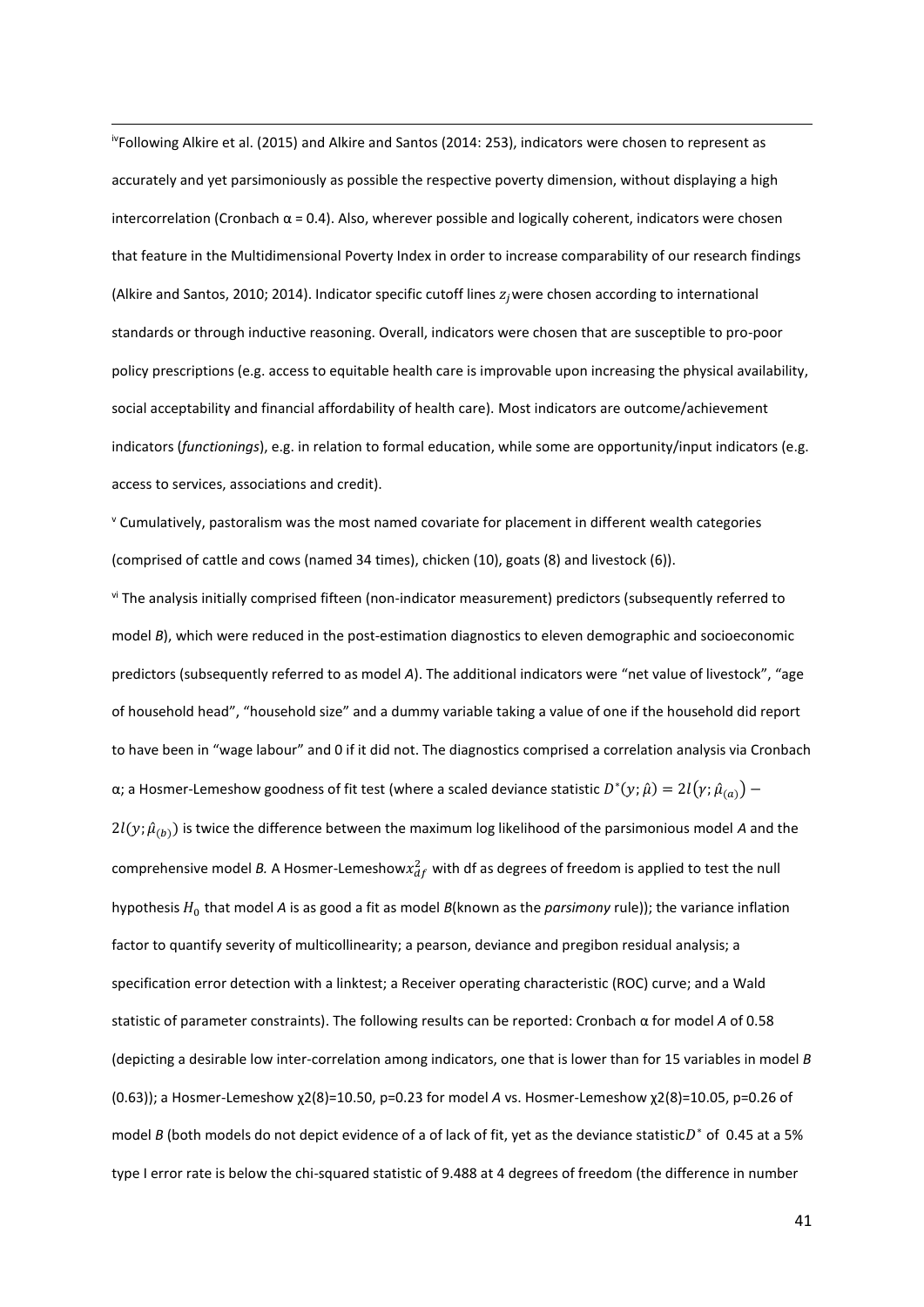[iv]Following Alkire et al. (2015) and Alkire and Santos (2014: 253), indicators were chosen to represent as accurately and yet parsimoniously as possible the respective poverty dimension, without displaying a high intercorrelation (Cronbach α = 0.4). Also, wherever possible and logically coherent, indicators were chosen that feature in the Multidimensional Poverty Index in order to increase comparability of our research findings (Alkire and Santos, 2010; 2014). Indicator specific cutoff lines $z_j$ were chosen according to international standards or through inductive reasoning. Overall, indicators were chosen that are susceptible to pro-poor policy prescriptions (e.g. access to equitable health care is improvable upon increasing the physical availability, social acceptability and financial affordability of health care). Most indicators are outcome/achievement indicators (*functionings*), e.g. in relation to formal education, while some are opportunity/input indicators (e.g. access to services, associations and credit).

[v] Cumulatively, pastoralism was the most named covariate for placement in different wealth categories (comprised of cattle and cows (named 34 times), chicken (10), goats (8) and livestock (6)).

[vi] The analysis initially comprised fifteen (non-indicator measurement) predictors (subsequently referred to model *B*), which were reduced in the post-estimation diagnostics to eleven demographic and socioeconomic predictors (subsequently referred to as model *A*). The additional indicators were "net value of livestock", "age of household head", "household size" and a dummy variable taking a value of one if the household did report to have been in "wage labour" and 0 if it did not. The diagnostics comprised a correlation analysis via Cronbach α; a Hosmer-Lemeshow goodness of fit test (where a scaled deviance statistic $D^{*}(y;\hat{\mu}) = 2l(y;\hat{\mu}_{(a)}) - 2l(y;\hat{\mu}_{(b)})$ is twice the difference between the maximum log likelihood of the parsimonious model *A* and the comprehensive model *B.* A Hosmer-Lemeshow$x^2_{df}$ with df as degrees of freedom is applied to test the null hypothesis $H_0$ that model *A* is as good a fit as model *B*(known as the *parsimony* rule)); the variance inflation factor to quantify severity of multicollinearity; a pearson, deviance and pregibon residual analysis; a specification error detection with a linktest; a Receiver operating characteristic (ROC) curve; and a Wald statistic of parameter constraints). The following results can be reported: Cronbach α for model *A* of 0.58 (depicting a desirable low inter-correlation among indicators, one that is lower than for 15 variables in model *B* (0.63)); a Hosmer-Lemeshow $\chi2(8)=10.50$, $p=0.23$ for model *A* vs. Hosmer-Lemeshow $\chi2(8)=10.05$, $p=0.26$ of model *B* (both models do not depict evidence of a of lack of fit, yet as the deviance statistic$D^{*}$ of 0.45 at a 5% type I error rate is below the chi-squared statistic of 9.488 at 4 degrees of freedom (the difference in number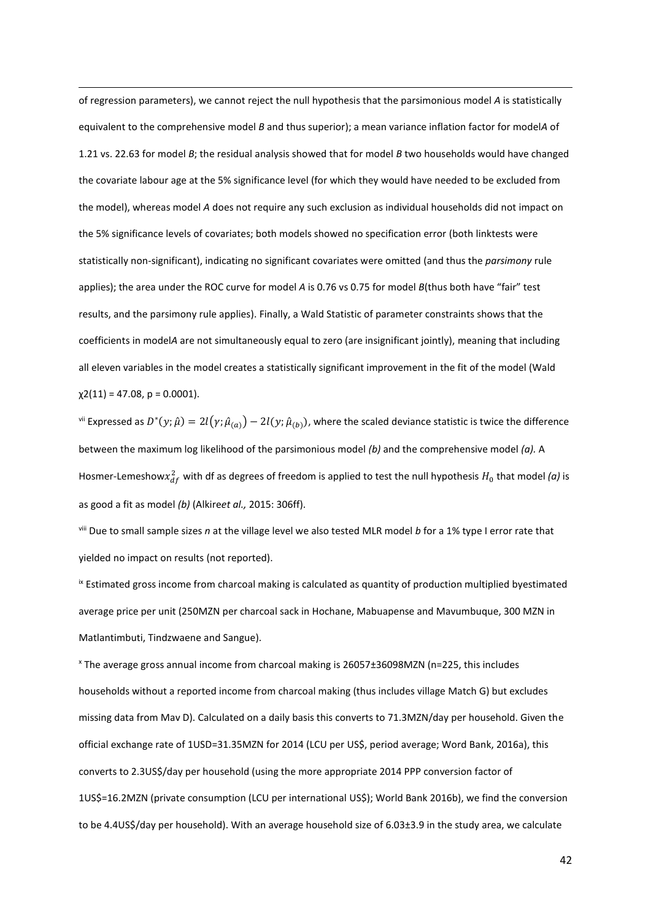of regression parameters), we cannot reject the null hypothesis that the parsimonious model *A* is statistically equivalent to the comprehensive model *B* and thus superior); a mean variance inflation factor for model*A* of 1.21 vs. 22.63 for model *B*; the residual analysis showed that for model *B* two households would have changed the covariate labour age at the 5% significance level (for which they would have needed to be excluded from the model), whereas model *A* does not require any such exclusion as individual households did not impact on the 5% significance levels of covariates; both models showed no specification error (both linktests were statistically non-significant), indicating no significant covariates were omitted (and thus the *parsimony* rule applies); the area under the ROC curve for model *A* is 0.76 vs 0.75 for model *B*(thus both have "fair" test results, and the parsimony rule applies). Finally, a Wald Statistic of parameter constraints shows that the coefficients in model*A* are not simultaneously equal to zero (are insignificant jointly), meaning that including all eleven variables in the model creates a statistically significant improvement in the fit of the model (Wald $\chi2(11) = 47.08$, $p = 0.0001$).

[vii] Expressed as $D^{*}(y;\hat{\mu}) = 2l(\gamma;\hat{\mu}_{(a)}) - 2l(y;\hat{\mu}_{(b)})$, where the scaled deviance statistic is twice the difference between the maximum log likelihood of the parsimonious model *(b)* and the comprehensive model *(a)*. A Hosmer-Lemeshow$x^{2}_{df}$ with df as degrees of freedom is applied to test the null hypothesis $H_0$ that model *(a)* is as good a fit as model *(b)* (Alkire*et al.,* 2015: 306ff).

[viii] Due to small sample sizes *n* at the village level we also tested MLR model *b* for a 1% type I error rate that yielded no impact on results (not reported).

[ix] Estimated gross income from charcoal making is calculated as quantity of production multiplied byestimated average price per unit (250MZN per charcoal sack in Hochane, Mabuapense and Mavumbuque, 300 MZN in Matlantimbuti, Tindzwaene and Sangue).

[x] The average gross annual income from charcoal making is 26057±36098MZN (n=225, this includes households without a reported income from charcoal making (thus includes village Match G) but excludes missing data from Mav D). Calculated on a daily basis this converts to 71.3MZN/day per household. Given the official exchange rate of 1USD=31.35MZN for 2014 (LCU per US$, period average; Word Bank, 2016a), this converts to 2.3US$/day per household (using the more appropriate 2014 PPP conversion factor of 1US$=16.2MZN (private consumption (LCU per international US$); World Bank 2016b), we find the conversion to be 4.4US$/day per household). With an average household size of 6.03±3.9 in the study area, we calculate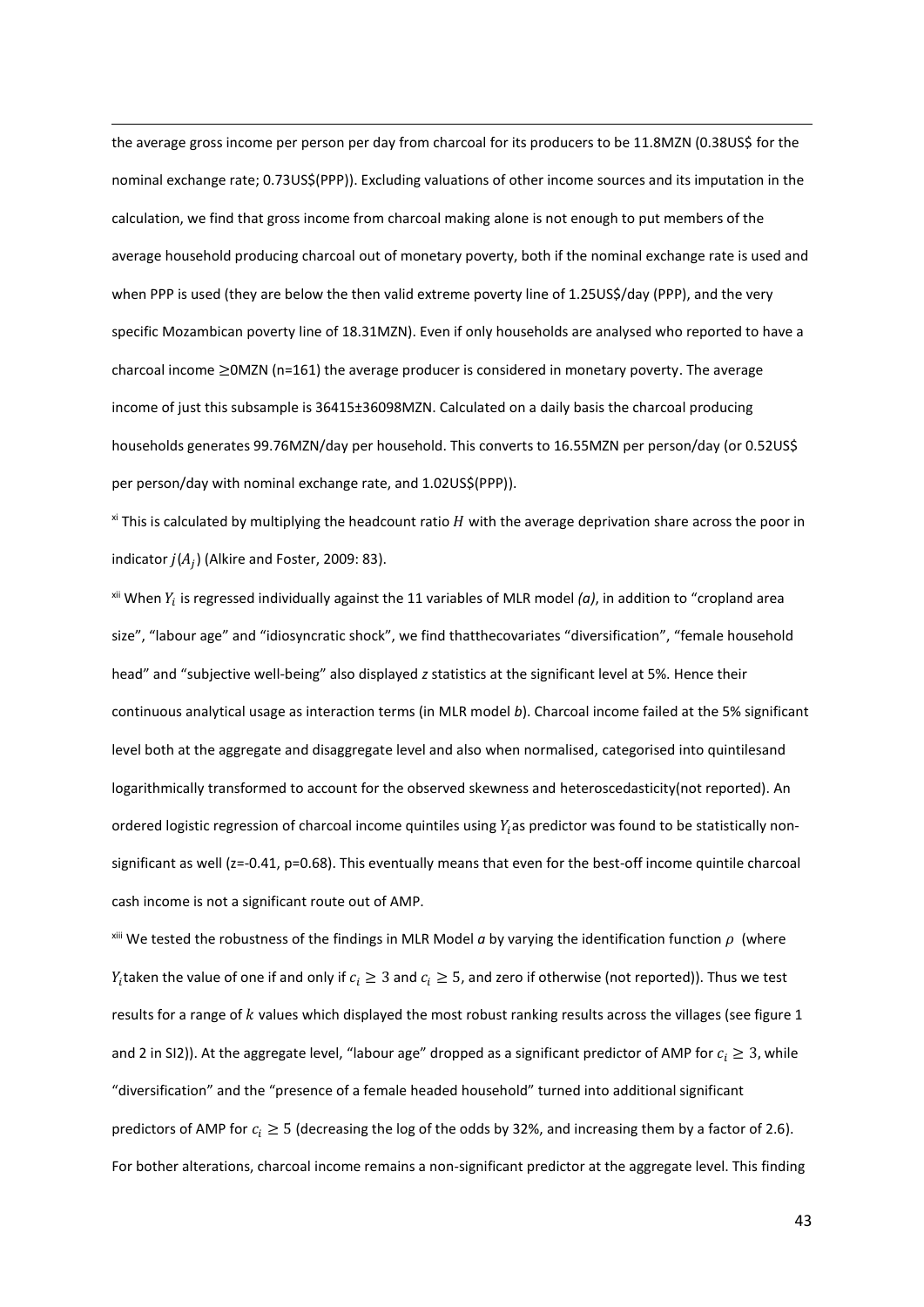the average gross income per person per day from charcoal for its producers to be 11.8MZN (0.38US$ for the nominal exchange rate; 0.73US$(PPP)). Excluding valuations of other income sources and its imputation in the calculation, we find that gross income from charcoal making alone is not enough to put members of the average household producing charcoal out of monetary poverty, both if the nominal exchange rate is used and when PPP is used (they are below the then valid extreme poverty line of 1.25US$/day (PPP), and the very specific Mozambican poverty line of 18.31MZN). Even if only households are analysed who reported to have a charcoal income ≥0MZN (n=161) the average producer is considered in monetary poverty. The average income of just this subsample is 36415±36098MZN. Calculated on a daily basis the charcoal producing households generates 99.76MZN/day per household. This converts to 16.55MZN per person/day (or 0.52US$ per person/day with nominal exchange rate, and 1.02US$(PPP)).

[xi] This is calculated by multiplying the headcount ratio $H$ with the average deprivation share across the poor in indicator $j(A_j)$ (Alkire and Foster, 2009: 83).

[xii] When $Y_i$ is regressed individually against the 11 variables of MLR model *(a)*, in addition to "cropland area size", "labour age" and "idiosyncratic shock", we find thatthecovariates "diversification", "female household head" and "subjective well-being" also displayed *z* statistics at the significant level at 5%. Hence their continuous analytical usage as interaction terms (in MLR model *b*). Charcoal income failed at the 5% significant level both at the aggregate and disaggregate level and also when normalised, categorised into quintilesand logarithmically transformed to account for the observed skewness and heteroscedasticity(not reported). An ordered logistic regression of charcoal income quintiles using $Y_i$as predictor was found to be statistically non-significant as well (z=-0.41, p=0.68). This eventually means that even for the best-off income quintile charcoal cash income is not a significant route out of AMP.

[xiii] We tested the robustness of the findings in MLR Model *a* by varying the identification function $\rho$ (where $Y_i$taken the value of one if and only if $c_i \geq 3$ and $c_i \geq 5$, and zero if otherwise (not reported)). Thus we test results for a range of $k$ values which displayed the most robust ranking results across the villages (see figure 1 and 2 in SI2)). At the aggregate level, "labour age" dropped as a significant predictor of AMP for $c_i \geq 3$, while "diversification" and the "presence of a female headed household" turned into additional significant predictors of AMP for $c_i \geq 5$ (decreasing the log of the odds by 32%, and increasing them by a factor of 2.6). For bother alterations, charcoal income remains a non-significant predictor at the aggregate level. This finding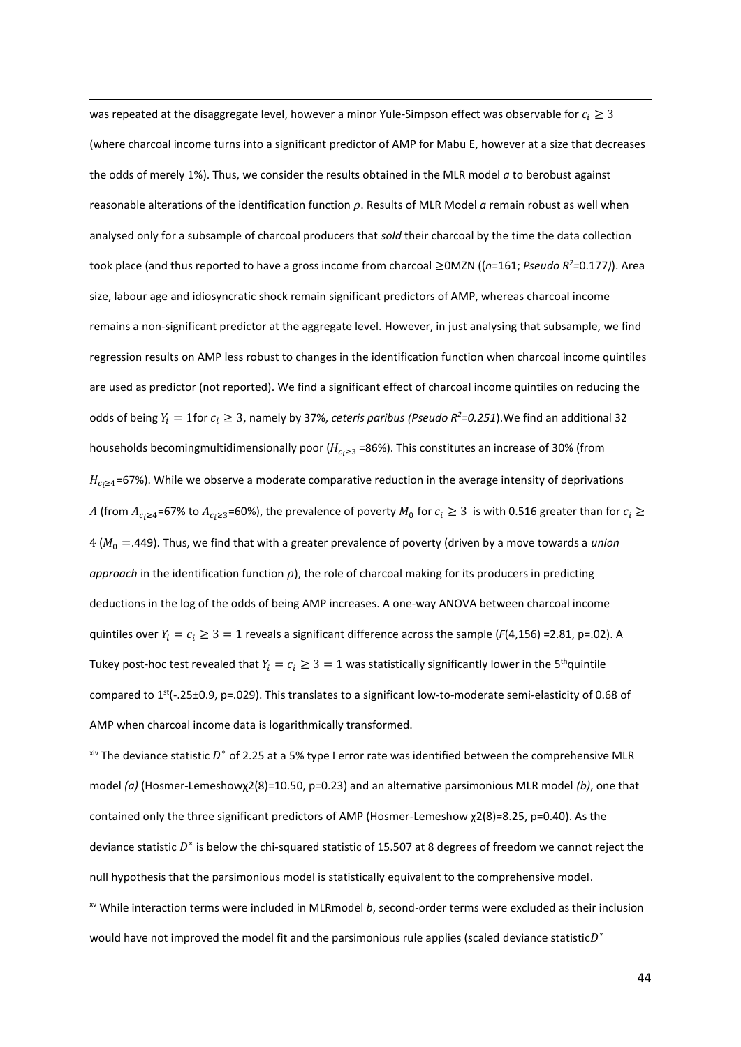was repeated at the disaggregate level, however a minor Yule-Simpson effect was observable for $c_i \geq 3$ (where charcoal income turns into a significant predictor of AMP for Mabu E, however at a size that decreases the odds of merely 1%). Thus, we consider the results obtained in the MLR model *a* to berobust against reasonable alterations of the identification function $\rho$. Results of MLR Model *a* remain robust as well when analysed only for a subsample of charcoal producers that *sold* their charcoal by the time the data collection took place (and thus reported to have a gross income from charcoal ≥0MZN ((*n*=161; *Pseudo $R^2$*=0.177*)*). Area size, labour age and idiosyncratic shock remain significant predictors of AMP, whereas charcoal income remains a non-significant predictor at the aggregate level. However, in just analysing that subsample, we find regression results on AMP less robust to changes in the identification function when charcoal income quintiles are used as predictor (not reported). We find a significant effect of charcoal income quintiles on reducing the odds of being $Y_i = 1$for $c_i \geq 3$, namely by 37%, *ceteris paribus (Pseudo $R^2$=0.251*).We find an additional 32 households becomingmultidimensionally poor ($H_{c_i \geq 3}$ =86%). This constitutes an increase of 30% (from $H_{c_i \geq 4}$=67%). While we observe a moderate comparative reduction in the average intensity of deprivations $A$ (from $A_{c_i \geq 4}$=67% to $A_{c_i \geq 3}$=60%), the prevalence of poverty $M_0$ for $c_i \geq 3$ is with 0.516 greater than for $c_i \geq 4$ ($M_0 =$.449). Thus, we find that with a greater prevalence of poverty (driven by a move towards a *union approach* in the identification function $\rho$), the role of charcoal making for its producers in predicting deductions in the log of the odds of being AMP increases. A one-way ANOVA between charcoal income quintiles over $Y_i = c_i \geq 3 = 1$ reveals a significant difference across the sample ($F$(4,156) =2.81, p=.02). A Tukey post-hoc test revealed that $Y_i = c_i \geq 3 = 1$ was statistically significantly lower in the 5[th]quintile compared to 1[st](-.25±0.9, p=.029). This translates to a significant low-to-moderate semi-elasticity of 0.68 of AMP when charcoal income data is logarithmically transformed.

[xiv] The deviance statistic $D^*$ of 2.25 at a 5% type I error rate was identified between the comprehensive MLR model *(a)* (Hosmer-Lemeshow$\chi 2(8)$=10.50, p=0.23) and an alternative parsimonious MLR model *(b)*, one that contained only the three significant predictors of AMP (Hosmer-Lemeshow $\chi 2(8)$=8.25, p=0.40). As the deviance statistic $D^*$ is below the chi-squared statistic of 15.507 at 8 degrees of freedom we cannot reject the null hypothesis that the parsimonious model is statistically equivalent to the comprehensive model.

[xv] While interaction terms were included in MLRmodel *b*, second-order terms were excluded as their inclusion would have not improved the model fit and the parsimonious rule applies (scaled deviance statistic$D^*$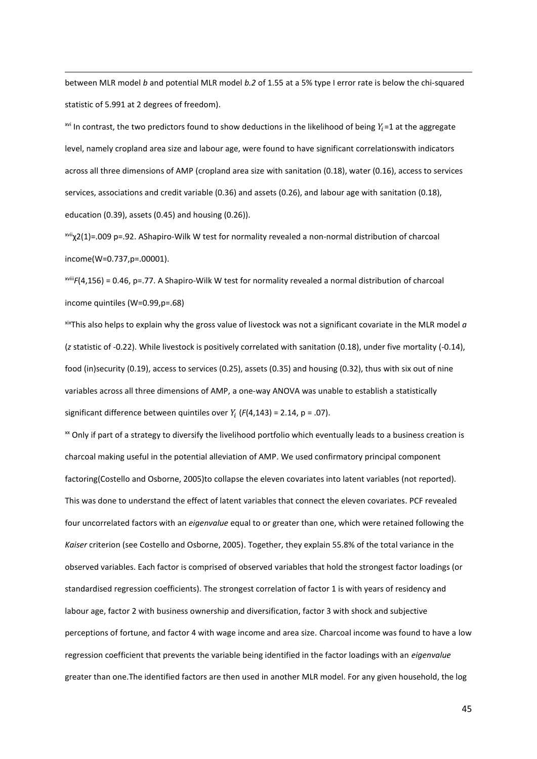between MLR model *b* and potential MLR model *b.2* of 1.55 at a 5% type I error rate is below the chi-squared statistic of 5.991 at 2 degrees of freedom).

[xvi] In contrast, the two predictors found to show deductions in the likelihood of being $Y_i$=1 at the aggregate level, namely cropland area size and labour age, were found to have significant correlationswith indicators across all three dimensions of AMP (cropland area size with sanitation (0.18), water (0.16), access to services services, associations and credit variable (0.36) and assets (0.26), and labour age with sanitation (0.18), education (0.39), assets (0.45) and housing (0.26)).

[xvii] $\chi 2(1)$=.009 p=.92. AShapiro-Wilk W test for normality revealed a non-normal distribution of charcoal income(W=0.737,p=.00001).

[xviii] $F(4,156)$ = 0.46, p=.77. A Shapiro-Wilk W test for normality revealed a normal distribution of charcoal income quintiles (W=0.99,p=.68)

[xix] This also helps to explain why the gross value of livestock was not a significant covariate in the MLR model *a* (*z* statistic of -0.22). While livestock is positively correlated with sanitation (0.18), under five mortality (-0.14), food (in)security (0.19), access to services (0.25), assets (0.35) and housing (0.32), thus with six out of nine variables across all three dimensions of AMP, a one-way ANOVA was unable to establish a statistically significant difference between quintiles over $Y_i$ ($F(4,143)$ = 2.14, p = .07).

[xx] Only if part of a strategy to diversify the livelihood portfolio which eventually leads to a business creation is charcoal making useful in the potential alleviation of AMP. We used confirmatory principal component factoring(Costello and Osborne, 2005)to collapse the eleven covariates into latent variables (not reported). This was done to understand the effect of latent variables that connect the eleven covariates. PCF revealed four uncorrelated factors with an *eigenvalue* equal to or greater than one, which were retained following the *Kaiser* criterion (see Costello and Osborne, 2005). Together, they explain 55.8% of the total variance in the observed variables. Each factor is comprised of observed variables that hold the strongest factor loadings (or standardised regression coefficients). The strongest correlation of factor 1 is with years of residency and labour age, factor 2 with business ownership and diversification, factor 3 with shock and subjective perceptions of fortune, and factor 4 with wage income and area size. Charcoal income was found to have a low regression coefficient that prevents the variable being identified in the factor loadings with an *eigenvalue* greater than one.The identified factors are then used in another MLR model. For any given household, the log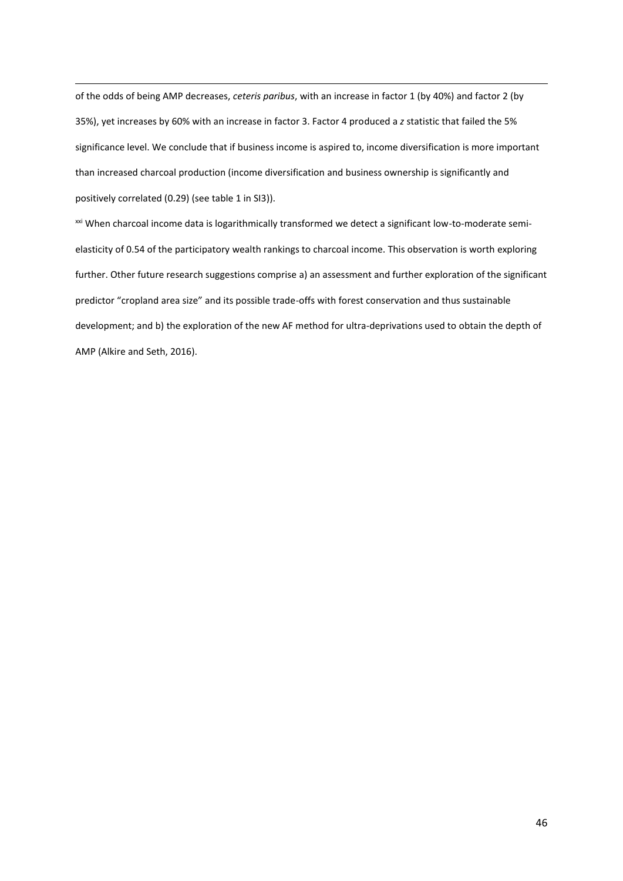of the odds of being AMP decreases, *ceteris paribus*, with an increase in factor 1 (by 40%) and factor 2 (by 35%), yet increases by 60% with an increase in factor 3. Factor 4 produced a *z* statistic that failed the 5% significance level. We conclude that if business income is aspired to, income diversification is more important than increased charcoal production (income diversification and business ownership is significantly and positively correlated (0.29) (see table 1 in SI3)).

[xxi] When charcoal income data is logarithmically transformed we detect a significant low-to-moderate semi-elasticity of 0.54 of the participatory wealth rankings to charcoal income. This observation is worth exploring further. Other future research suggestions comprise a) an assessment and further exploration of the significant predictor "cropland area size" and its possible trade-offs with forest conservation and thus sustainable development; and b) the exploration of the new AF method for ultra-deprivations used to obtain the depth of AMP (Alkire and Seth, 2016).